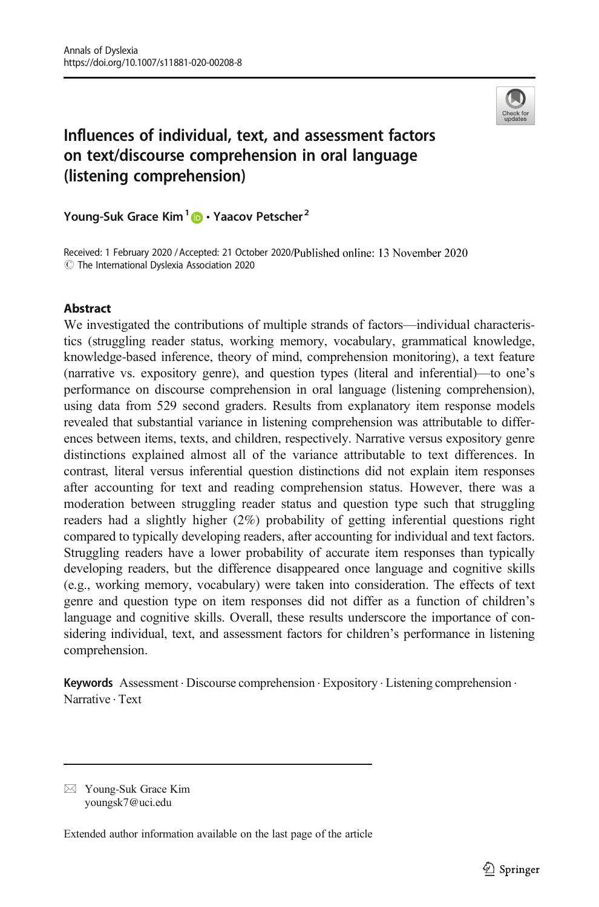Annals of Dyslexia
https://doi.org/10.1007/s11881-020-00208-8

# Influences of individual, text, and assessment factors on text/discourse comprehension in oral language (listening comprehension)

**Young-Suk Grace Kim[1] · Yaacov Petscher[2]**

Received: 1 February 2020 / Accepted: 21 October 2020/Published online: 13 November 2020
© The International Dyslexia Association 2020

## Abstract

We investigated the contributions of multiple strands of factors—individual characteristics (struggling reader status, working memory, vocabulary, grammatical knowledge, knowledge-based inference, theory of mind, comprehension monitoring), a text feature (narrative vs. expository genre), and question types (literal and inferential)—to one's performance on discourse comprehension in oral language (listening comprehension), using data from 529 second graders. Results from explanatory item response models revealed that substantial variance in listening comprehension was attributable to differences between items, texts, and children, respectively. Narrative versus expository genre distinctions explained almost all of the variance attributable to text differences. In contrast, literal versus inferential question distinctions did not explain item responses after accounting for text and reading comprehension status. However, there was a moderation between struggling reader status and question type such that struggling readers had a slightly higher (2%) probability of getting inferential questions right compared to typically developing readers, after accounting for individual and text factors. Struggling readers have a lower probability of accurate item responses than typically developing readers, but the difference disappeared once language and cognitive skills (e.g., working memory, vocabulary) were taken into consideration. The effects of text genre and question type on item responses did not differ as a function of children's language and cognitive skills. Overall, these results underscore the importance of considering individual, text, and assessment factors for children's performance in listening comprehension.

**Keywords** Assessment · Discourse comprehension · Expository · Listening comprehension · Narrative · Text

---

✉ Young-Suk Grace Kim
youngsk7@uci.edu

Extended author information available on the last page of the article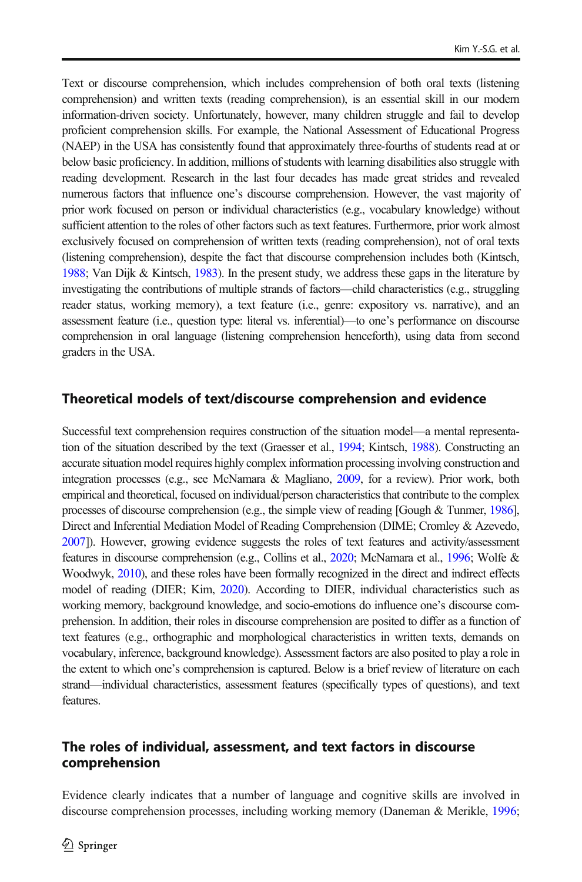Text or discourse comprehension, which includes comprehension of both oral texts (listening comprehension) and written texts (reading comprehension), is an essential skill in our modern information-driven society. Unfortunately, however, many children struggle and fail to develop proficient comprehension skills. For example, the National Assessment of Educational Progress (NAEP) in the USA has consistently found that approximately three-fourths of students read at or below basic proficiency. In addition, millions of students with learning disabilities also struggle with reading development. Research in the last four decades has made great strides and revealed numerous factors that influence one's discourse comprehension. However, the vast majority of prior work focused on person or individual characteristics (e.g., vocabulary knowledge) without sufficient attention to the roles of other factors such as text features. Furthermore, prior work almost exclusively focused on comprehension of written texts (reading comprehension), not of oral texts (listening comprehension), despite the fact that discourse comprehension includes both (Kintsch, 1988; Van Dijk & Kintsch, 1983). In the present study, we address these gaps in the literature by investigating the contributions of multiple strands of factors—child characteristics (e.g., struggling reader status, working memory), a text feature (i.e., genre: expository vs. narrative), and an assessment feature (i.e., question type: literal vs. inferential)—to one's performance on discourse comprehension in oral language (listening comprehension henceforth), using data from second graders in the USA.

## Theoretical models of text/discourse comprehension and evidence

Successful text comprehension requires construction of the situation model—a mental representation of the situation described by the text (Graesser et al., 1994; Kintsch, 1988). Constructing an accurate situation model requires highly complex information processing involving construction and integration processes (e.g., see McNamara & Magliano, 2009, for a review). Prior work, both empirical and theoretical, focused on individual/person characteristics that contribute to the complex processes of discourse comprehension (e.g., the simple view of reading [Gough & Tunmer, 1986], Direct and Inferential Mediation Model of Reading Comprehension (DIME; Cromley & Azevedo, 2007]). However, growing evidence suggests the roles of text features and activity/assessment features in discourse comprehension (e.g., Collins et al., 2020; McNamara et al., 1996; Wolfe & Woodwyk, 2010), and these roles have been formally recognized in the direct and indirect effects model of reading (DIER; Kim, 2020). According to DIER, individual characteristics such as working memory, background knowledge, and socio-emotions do influence one's discourse comprehension. In addition, their roles in discourse comprehension are posited to differ as a function of text features (e.g., orthographic and morphological characteristics in written texts, demands on vocabulary, inference, background knowledge). Assessment factors are also posited to play a role in the extent to which one's comprehension is captured. Below is a brief review of literature on each strand—individual characteristics, assessment features (specifically types of questions), and text features.

## The roles of individual, assessment, and text factors in discourse comprehension

Evidence clearly indicates that a number of language and cognitive skills are involved in discourse comprehension processes, including working memory (Daneman & Merikle, 1996;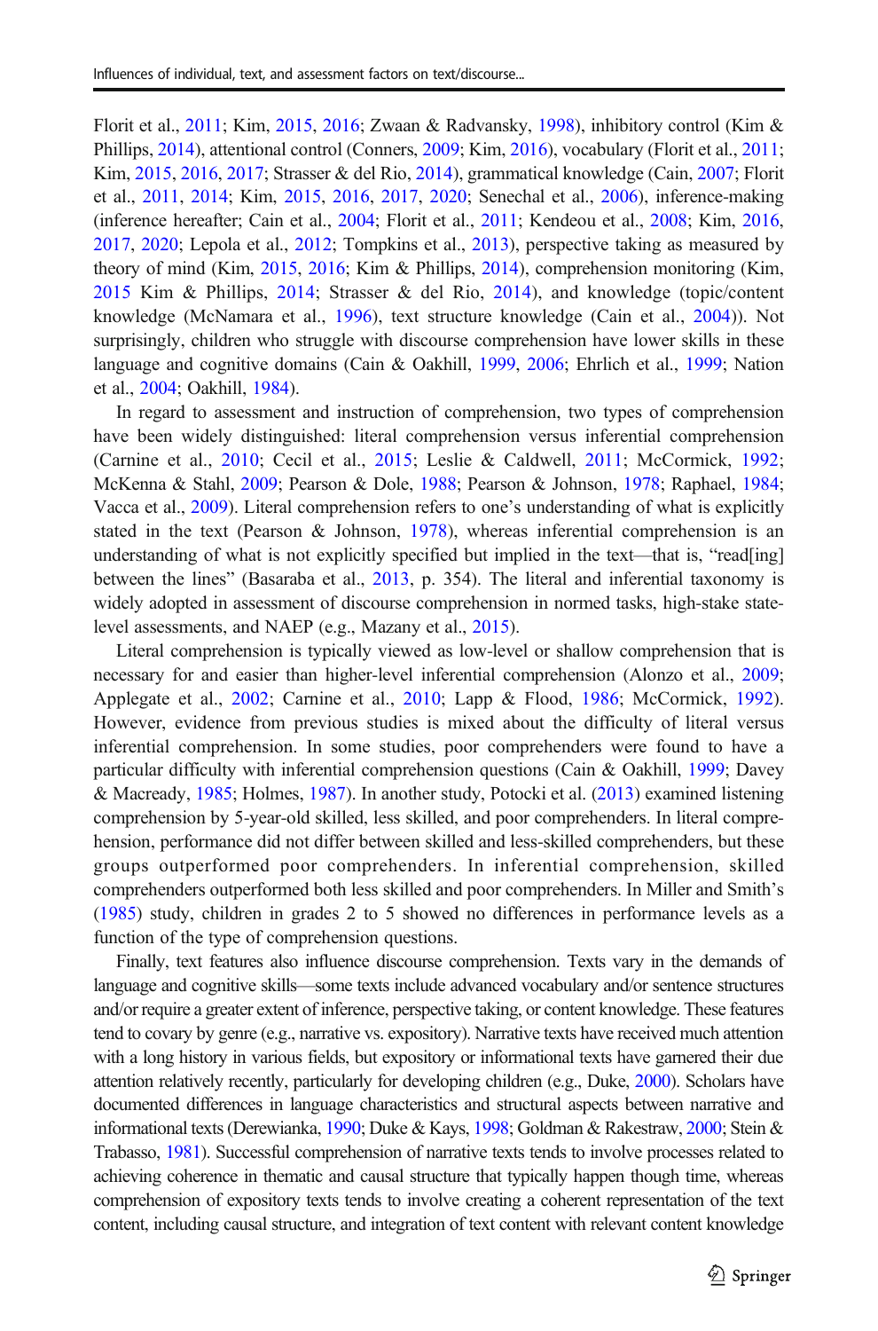Florit et al., 2011; Kim, 2015, 2016; Zwaan & Radvansky, 1998), inhibitory control (Kim & Phillips, 2014), attentional control (Conners, 2009; Kim, 2016), vocabulary (Florit et al., 2011; Kim, 2015, 2016, 2017; Strasser & del Rio, 2014), grammatical knowledge (Cain, 2007; Florit et al., 2011, 2014; Kim, 2015, 2016, 2017, 2020; Senechal et al., 2006), inference-making (inference hereafter; Cain et al., 2004; Florit et al., 2011; Kendeou et al., 2008; Kim, 2016, 2017, 2020; Lepola et al., 2012; Tompkins et al., 2013), perspective taking as measured by theory of mind (Kim, 2015, 2016; Kim & Phillips, 2014), comprehension monitoring (Kim, 2015 Kim & Phillips, 2014; Strasser & del Rio, 2014), and knowledge (topic/content knowledge (McNamara et al., 1996), text structure knowledge (Cain et al., 2004)). Not surprisingly, children who struggle with discourse comprehension have lower skills in these language and cognitive domains (Cain & Oakhill, 1999, 2006; Ehrlich et al., 1999; Nation et al., 2004; Oakhill, 1984).

In regard to assessment and instruction of comprehension, two types of comprehension have been widely distinguished: literal comprehension versus inferential comprehension (Carnine et al., 2010; Cecil et al., 2015; Leslie & Caldwell, 2011; McCormick, 1992; McKenna & Stahl, 2009; Pearson & Dole, 1988; Pearson & Johnson, 1978; Raphael, 1984; Vacca et al., 2009). Literal comprehension refers to one's understanding of what is explicitly stated in the text (Pearson & Johnson, 1978), whereas inferential comprehension is an understanding of what is not explicitly specified but implied in the text—that is, "read[ing] between the lines" (Basaraba et al., 2013, p. 354). The literal and inferential taxonomy is widely adopted in assessment of discourse comprehension in normed tasks, high-stake state-level assessments, and NAEP (e.g., Mazany et al., 2015).

Literal comprehension is typically viewed as low-level or shallow comprehension that is necessary for and easier than higher-level inferential comprehension (Alonzo et al., 2009; Applegate et al., 2002; Carnine et al., 2010; Lapp & Flood, 1986; McCormick, 1992). However, evidence from previous studies is mixed about the difficulty of literal versus inferential comprehension. In some studies, poor comprehenders were found to have a particular difficulty with inferential comprehension questions (Cain & Oakhill, 1999; Davey & Macready, 1985; Holmes, 1987). In another study, Potocki et al. (2013) examined listening comprehension by 5-year-old skilled, less skilled, and poor comprehenders. In literal comprehension, performance did not differ between skilled and less-skilled comprehenders, but these groups outperformed poor comprehenders. In inferential comprehension, skilled comprehenders outperformed both less skilled and poor comprehenders. In Miller and Smith's (1985) study, children in grades 2 to 5 showed no differences in performance levels as a function of the type of comprehension questions.

Finally, text features also influence discourse comprehension. Texts vary in the demands of language and cognitive skills—some texts include advanced vocabulary and/or sentence structures and/or require a greater extent of inference, perspective taking, or content knowledge. These features tend to covary by genre (e.g., narrative vs. expository). Narrative texts have received much attention with a long history in various fields, but expository or informational texts have garnered their due attention relatively recently, particularly for developing children (e.g., Duke, 2000). Scholars have documented differences in language characteristics and structural aspects between narrative and informational texts (Derewianka, 1990; Duke & Kays, 1998; Goldman & Rakestraw, 2000; Stein & Trabasso, 1981). Successful comprehension of narrative texts tends to involve processes related to achieving coherence in thematic and causal structure that typically happen though time, whereas comprehension of expository texts tends to involve creating a coherent representation of the text content, including causal structure, and integration of text content with relevant content knowledge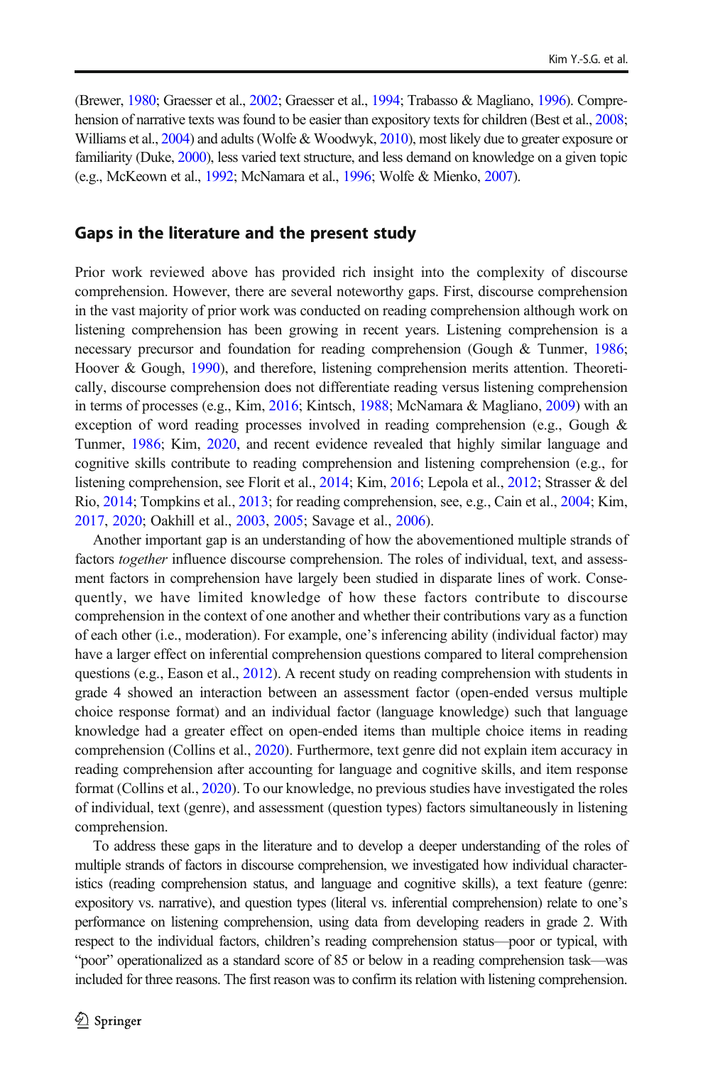(Brewer, 1980; Graesser et al., 2002; Graesser et al., 1994; Trabasso & Magliano, 1996). Comprehension of narrative texts was found to be easier than expository texts for children (Best et al., 2008; Williams et al., 2004) and adults (Wolfe & Woodwyk, 2010), most likely due to greater exposure or familiarity (Duke, 2000), less varied text structure, and less demand on knowledge on a given topic (e.g., McKeown et al., 1992; McNamara et al., 1996; Wolfe & Mienko, 2007).

## Gaps in the literature and the present study

Prior work reviewed above has provided rich insight into the complexity of discourse comprehension. However, there are several noteworthy gaps. First, discourse comprehension in the vast majority of prior work was conducted on reading comprehension although work on listening comprehension has been growing in recent years. Listening comprehension is a necessary precursor and foundation for reading comprehension (Gough & Tunmer, 1986; Hoover & Gough, 1990), and therefore, listening comprehension merits attention. Theoretically, discourse comprehension does not differentiate reading versus listening comprehension in terms of processes (e.g., Kim, 2016; Kintsch, 1988; McNamara & Magliano, 2009) with an exception of word reading processes involved in reading comprehension (e.g., Gough & Tunmer, 1986; Kim, 2020, and recent evidence revealed that highly similar language and cognitive skills contribute to reading comprehension and listening comprehension (e.g., for listening comprehension, see Florit et al., 2014; Kim, 2016; Lepola et al., 2012; Strasser & del Rio, 2014; Tompkins et al., 2013; for reading comprehension, see, e.g., Cain et al., 2004; Kim, 2017, 2020; Oakhill et al., 2003, 2005; Savage et al., 2006).

Another important gap is an understanding of how the abovementioned multiple strands of factors *together* influence discourse comprehension. The roles of individual, text, and assessment factors in comprehension have largely been studied in disparate lines of work. Consequently, we have limited knowledge of how these factors contribute to discourse comprehension in the context of one another and whether their contributions vary as a function of each other (i.e., moderation). For example, one's inferencing ability (individual factor) may have a larger effect on inferential comprehension questions compared to literal comprehension questions (e.g., Eason et al., 2012). A recent study on reading comprehension with students in grade 4 showed an interaction between an assessment factor (open-ended versus multiple choice response format) and an individual factor (language knowledge) such that language knowledge had a greater effect on open-ended items than multiple choice items in reading comprehension (Collins et al., 2020). Furthermore, text genre did not explain item accuracy in reading comprehension after accounting for language and cognitive skills, and item response format (Collins et al., 2020). To our knowledge, no previous studies have investigated the roles of individual, text (genre), and assessment (question types) factors simultaneously in listening comprehension.

To address these gaps in the literature and to develop a deeper understanding of the roles of multiple strands of factors in discourse comprehension, we investigated how individual characteristics (reading comprehension status, and language and cognitive skills), a text feature (genre: expository vs. narrative), and question types (literal vs. inferential comprehension) relate to one's performance on listening comprehension, using data from developing readers in grade 2. With respect to the individual factors, children's reading comprehension status—poor or typical, with "poor" operationalized as a standard score of 85 or below in a reading comprehension task—was included for three reasons. The first reason was to confirm its relation with listening comprehension.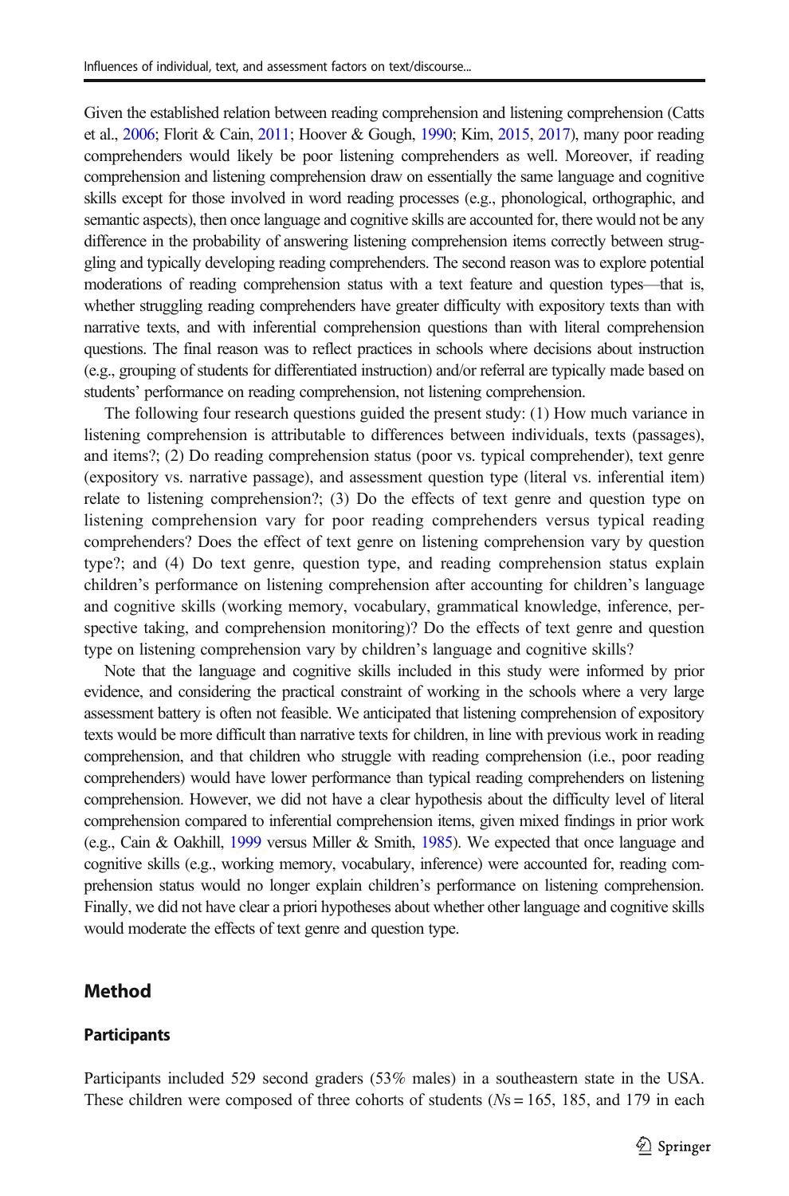Given the established relation between reading comprehension and listening comprehension (Catts et al., 2006; Florit & Cain, 2011; Hoover & Gough, 1990; Kim, 2015, 2017), many poor reading comprehenders would likely be poor listening comprehenders as well. Moreover, if reading comprehension and listening comprehension draw on essentially the same language and cognitive skills except for those involved in word reading processes (e.g., phonological, orthographic, and semantic aspects), then once language and cognitive skills are accounted for, there would not be any difference in the probability of answering listening comprehension items correctly between struggling and typically developing reading comprehenders. The second reason was to explore potential moderations of reading comprehension status with a text feature and question types—that is, whether struggling reading comprehenders have greater difficulty with expository texts than with narrative texts, and with inferential comprehension questions than with literal comprehension questions. The final reason was to reflect practices in schools where decisions about instruction (e.g., grouping of students for differentiated instruction) and/or referral are typically made based on students' performance on reading comprehension, not listening comprehension.

The following four research questions guided the present study: (1) How much variance in listening comprehension is attributable to differences between individuals, texts (passages), and items?; (2) Do reading comprehension status (poor vs. typical comprehender), text genre (expository vs. narrative passage), and assessment question type (literal vs. inferential item) relate to listening comprehension?; (3) Do the effects of text genre and question type on listening comprehension vary for poor reading comprehenders versus typical reading comprehenders? Does the effect of text genre on listening comprehension vary by question type?; and (4) Do text genre, question type, and reading comprehension status explain children's performance on listening comprehension after accounting for children's language and cognitive skills (working memory, vocabulary, grammatical knowledge, inference, perspective taking, and comprehension monitoring)? Do the effects of text genre and question type on listening comprehension vary by children's language and cognitive skills?

Note that the language and cognitive skills included in this study were informed by prior evidence, and considering the practical constraint of working in the schools where a very large assessment battery is often not feasible. We anticipated that listening comprehension of expository texts would be more difficult than narrative texts for children, in line with previous work in reading comprehension, and that children who struggle with reading comprehension (i.e., poor reading comprehenders) would have lower performance than typical reading comprehenders on listening comprehension. However, we did not have a clear hypothesis about the difficulty level of literal comprehension compared to inferential comprehension items, given mixed findings in prior work (e.g., Cain & Oakhill, 1999 versus Miller & Smith, 1985). We expected that once language and cognitive skills (e.g., working memory, vocabulary, inference) were accounted for, reading comprehension status would no longer explain children's performance on listening comprehension. Finally, we did not have clear a priori hypotheses about whether other language and cognitive skills would moderate the effects of text genre and question type.

## Method

### Participants

Participants included 529 second graders (53% males) in a southeastern state in the USA. These children were composed of three cohorts of students (*N*s = 165, 185, and 179 in each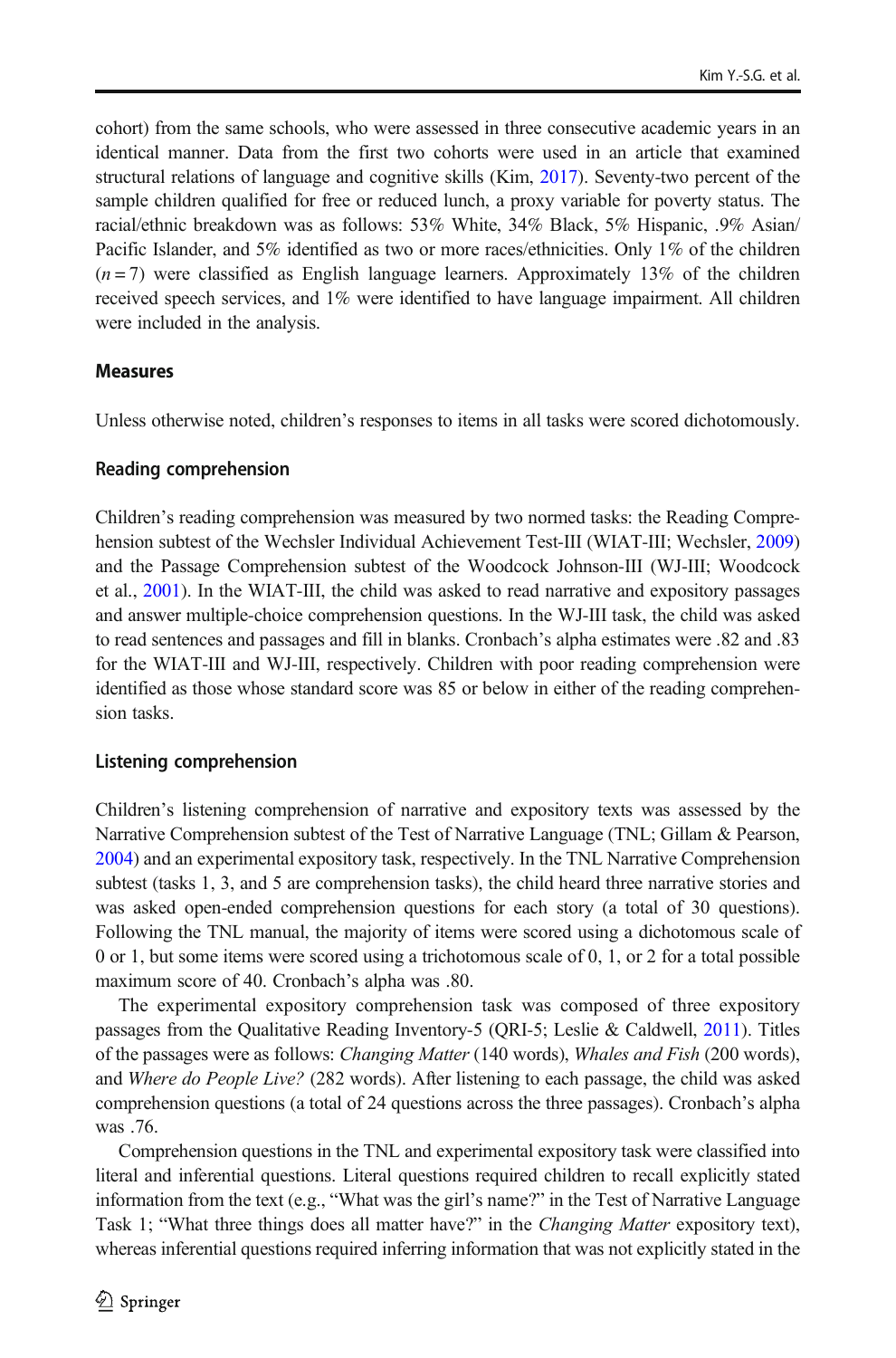cohort) from the same schools, who were assessed in three consecutive academic years in an identical manner. Data from the first two cohorts were used in an article that examined structural relations of language and cognitive skills (Kim, 2017). Seventy-two percent of the sample children qualified for free or reduced lunch, a proxy variable for poverty status. The racial/ethnic breakdown was as follows: 53% White, 34% Black, 5% Hispanic, .9% Asian/Pacific Islander, and 5% identified as two or more races/ethnicities. Only 1% of the children ($n = 7$) were classified as English language learners. Approximately 13% of the children received speech services, and 1% were identified to have language impairment. All children were included in the analysis.

## Measures

Unless otherwise noted, children's responses to items in all tasks were scored dichotomously.

### Reading comprehension

Children's reading comprehension was measured by two normed tasks: the Reading Comprehension subtest of the Wechsler Individual Achievement Test-III (WIAT-III; Wechsler, 2009) and the Passage Comprehension subtest of the Woodcock Johnson-III (WJ-III; Woodcock et al., 2001). In the WIAT-III, the child was asked to read narrative and expository passages and answer multiple-choice comprehension questions. In the WJ-III task, the child was asked to read sentences and passages and fill in blanks. Cronbach's alpha estimates were .82 and .83 for the WIAT-III and WJ-III, respectively. Children with poor reading comprehension were identified as those whose standard score was 85 or below in either of the reading comprehension tasks.

### Listening comprehension

Children's listening comprehension of narrative and expository texts was assessed by the Narrative Comprehension subtest of the Test of Narrative Language (TNL; Gillam & Pearson, 2004) and an experimental expository task, respectively. In the TNL Narrative Comprehension subtest (tasks 1, 3, and 5 are comprehension tasks), the child heard three narrative stories and was asked open-ended comprehension questions for each story (a total of 30 questions). Following the TNL manual, the majority of items were scored using a dichotomous scale of 0 or 1, but some items were scored using a trichotomous scale of 0, 1, or 2 for a total possible maximum score of 40. Cronbach's alpha was .80.

The experimental expository comprehension task was composed of three expository passages from the Qualitative Reading Inventory-5 (QRI-5; Leslie & Caldwell, 2011). Titles of the passages were as follows: *Changing Matter* (140 words), *Whales and Fish* (200 words), and *Where do People Live?* (282 words). After listening to each passage, the child was asked comprehension questions (a total of 24 questions across the three passages). Cronbach's alpha was .76.

Comprehension questions in the TNL and experimental expository task were classified into literal and inferential questions. Literal questions required children to recall explicitly stated information from the text (e.g., "What was the girl's name?" in the Test of Narrative Language Task 1; "What three things does all matter have?" in the *Changing Matter* expository text), whereas inferential questions required inferring information that was not explicitly stated in the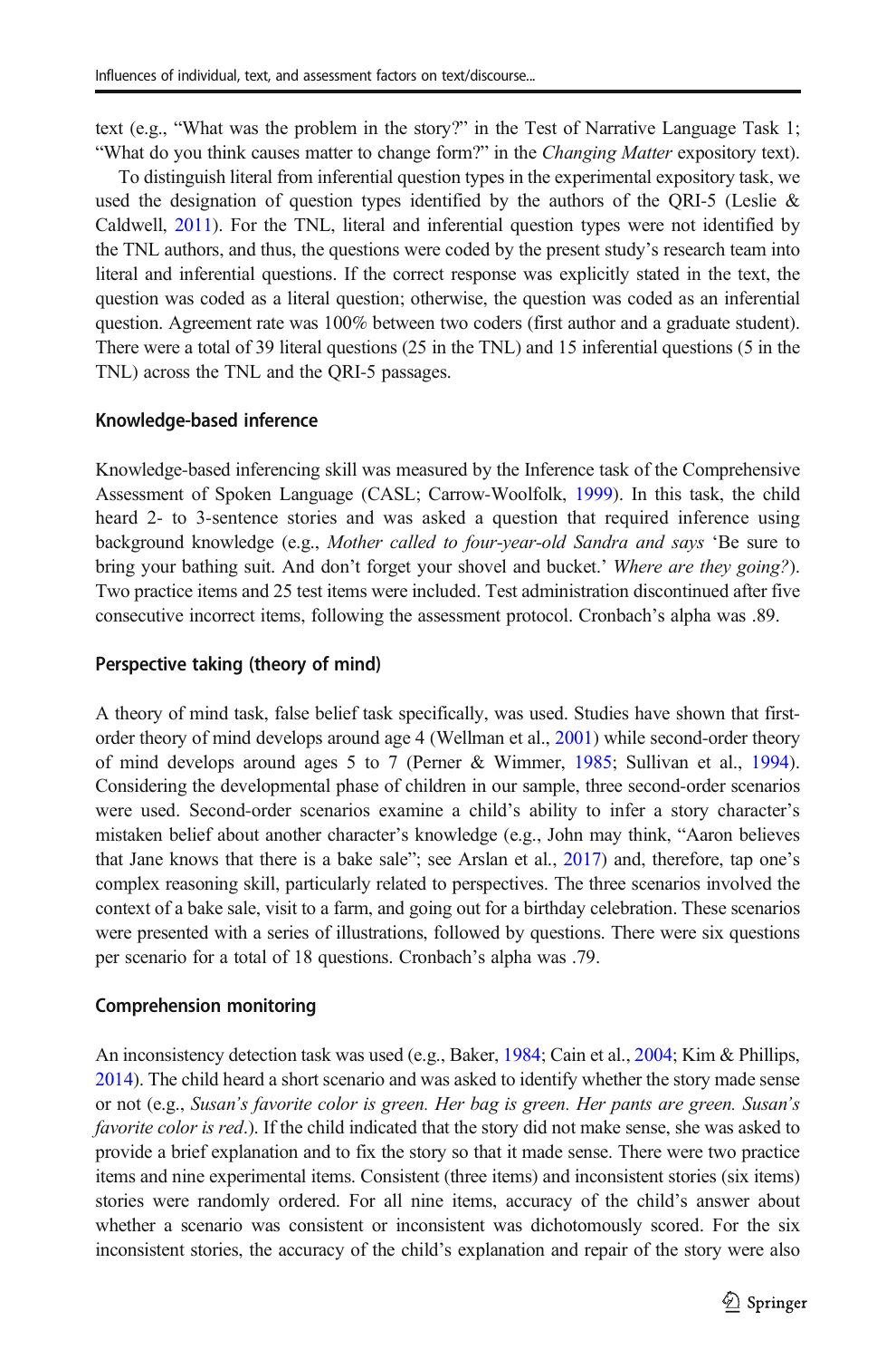text (e.g., "What was the problem in the story?" in the Test of Narrative Language Task 1; "What do you think causes matter to change form?" in the *Changing Matter* expository text).

To distinguish literal from inferential question types in the experimental expository task, we used the designation of question types identified by the authors of the QRI-5 (Leslie & Caldwell, 2011). For the TNL, literal and inferential question types were not identified by the TNL authors, and thus, the questions were coded by the present study's research team into literal and inferential questions. If the correct response was explicitly stated in the text, the question was coded as a literal question; otherwise, the question was coded as an inferential question. Agreement rate was 100% between two coders (first author and a graduate student). There were a total of 39 literal questions (25 in the TNL) and 15 inferential questions (5 in the TNL) across the TNL and the QRI-5 passages.

### Knowledge-based inference

Knowledge-based inferencing skill was measured by the Inference task of the Comprehensive Assessment of Spoken Language (CASL; Carrow-Woolfolk, 1999). In this task, the child heard 2- to 3-sentence stories and was asked a question that required inference using background knowledge (e.g., *Mother called to four-year-old Sandra and says* 'Be sure to bring your bathing suit. And don't forget your shovel and bucket.' *Where are they going?*). Two practice items and 25 test items were included. Test administration discontinued after five consecutive incorrect items, following the assessment protocol. Cronbach's alpha was .89.

### Perspective taking (theory of mind)

A theory of mind task, false belief task specifically, was used. Studies have shown that first-order theory of mind develops around age 4 (Wellman et al., 2001) while second-order theory of mind develops around ages 5 to 7 (Perner & Wimmer, 1985; Sullivan et al., 1994). Considering the developmental phase of children in our sample, three second-order scenarios were used. Second-order scenarios examine a child's ability to infer a story character's mistaken belief about another character's knowledge (e.g., John may think, "Aaron believes that Jane knows that there is a bake sale"; see Arslan et al., 2017) and, therefore, tap one's complex reasoning skill, particularly related to perspectives. The three scenarios involved the context of a bake sale, visit to a farm, and going out for a birthday celebration. These scenarios were presented with a series of illustrations, followed by questions. There were six questions per scenario for a total of 18 questions. Cronbach's alpha was .79.

### Comprehension monitoring

An inconsistency detection task was used (e.g., Baker, 1984; Cain et al., 2004; Kim & Phillips, 2014). The child heard a short scenario and was asked to identify whether the story made sense or not (e.g., *Susan's favorite color is green. Her bag is green. Her pants are green. Susan's favorite color is red.*). If the child indicated that the story did not make sense, she was asked to provide a brief explanation and to fix the story so that it made sense. There were two practice items and nine experimental items. Consistent (three items) and inconsistent stories (six items) stories were randomly ordered. For all nine items, accuracy of the child's answer about whether a scenario was consistent or inconsistent was dichotomously scored. For the six inconsistent stories, the accuracy of the child's explanation and repair of the story were also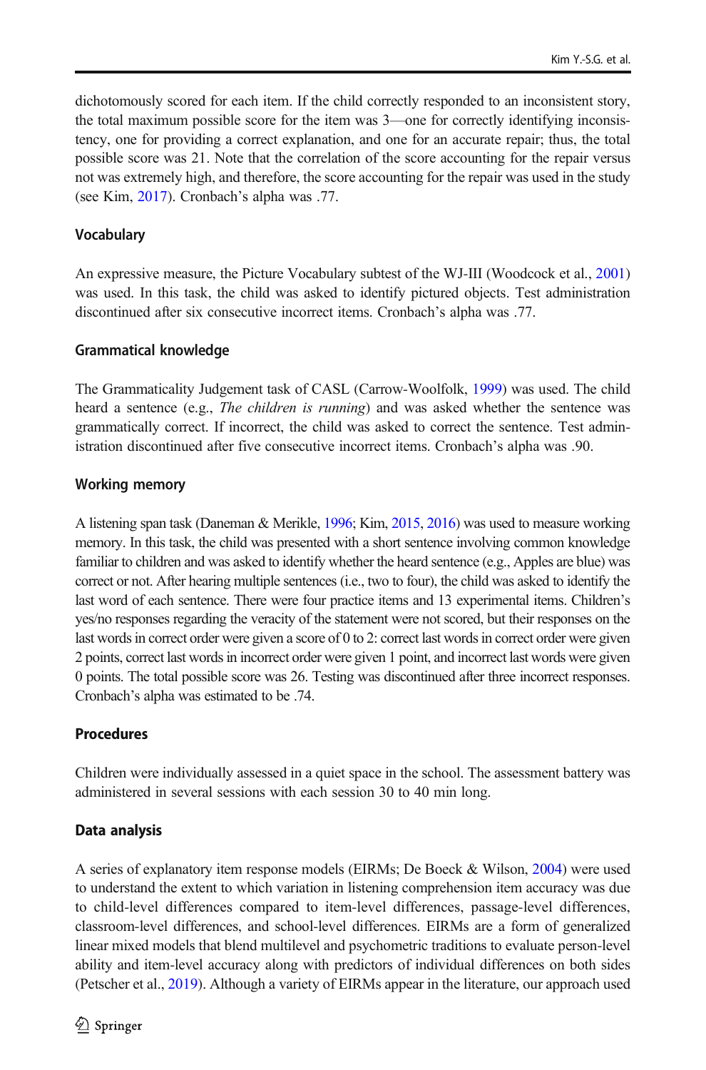dichotomously scored for each item. If the child correctly responded to an inconsistent story, the total maximum possible score for the item was 3—one for correctly identifying inconsistency, one for providing a correct explanation, and one for an accurate repair; thus, the total possible score was 21. Note that the correlation of the score accounting for the repair versus not was extremely high, and therefore, the score accounting for the repair was used in the study (see Kim, 2017). Cronbach's alpha was .77.

### Vocabulary

An expressive measure, the Picture Vocabulary subtest of the WJ-III (Woodcock et al., 2001) was used. In this task, the child was asked to identify pictured objects. Test administration discontinued after six consecutive incorrect items. Cronbach's alpha was .77.

### Grammatical knowledge

The Grammaticality Judgement task of CASL (Carrow-Woolfolk, 1999) was used. The child heard a sentence (e.g., *The children is running*) and was asked whether the sentence was grammatically correct. If incorrect, the child was asked to correct the sentence. Test administration discontinued after five consecutive incorrect items. Cronbach's alpha was .90.

### Working memory

A listening span task (Daneman & Merikle, 1996; Kim, 2015, 2016) was used to measure working memory. In this task, the child was presented with a short sentence involving common knowledge familiar to children and was asked to identify whether the heard sentence (e.g., Apples are blue) was correct or not. After hearing multiple sentences (i.e., two to four), the child was asked to identify the last word of each sentence. There were four practice items and 13 experimental items. Children's yes/no responses regarding the veracity of the statement were not scored, but their responses on the last words in correct order were given a score of 0 to 2: correct last words in correct order were given 2 points, correct last words in incorrect order were given 1 point, and incorrect last words were given 0 points. The total possible score was 26. Testing was discontinued after three incorrect responses. Cronbach's alpha was estimated to be .74.

### Procedures

Children were individually assessed in a quiet space in the school. The assessment battery was administered in several sessions with each session 30 to 40 min long.

### Data analysis

A series of explanatory item response models (EIRMs; De Boeck & Wilson, 2004) were used to understand the extent to which variation in listening comprehension item accuracy was due to child-level differences compared to item-level differences, passage-level differences, classroom-level differences, and school-level differences. EIRMs are a form of generalized linear mixed models that blend multilevel and psychometric traditions to evaluate person-level ability and item-level accuracy along with predictors of individual differences on both sides (Petscher et al., 2019). Although a variety of EIRMs appear in the literature, our approach used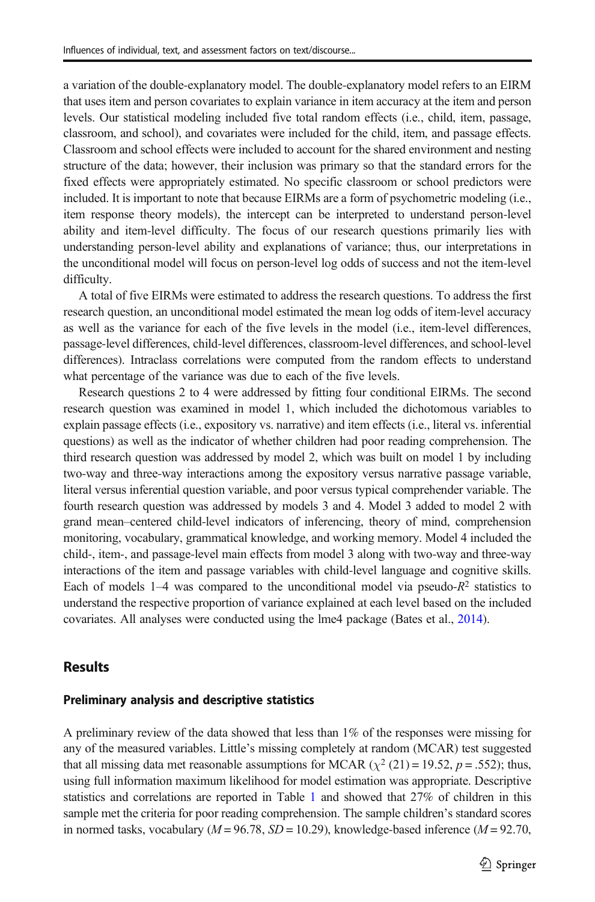a variation of the double-explanatory model. The double-explanatory model refers to an EIRM that uses item and person covariates to explain variance in item accuracy at the item and person levels. Our statistical modeling included five total random effects (i.e., child, item, passage, classroom, and school), and covariates were included for the child, item, and passage effects. Classroom and school effects were included to account for the shared environment and nesting structure of the data; however, their inclusion was primary so that the standard errors for the fixed effects were appropriately estimated. No specific classroom or school predictors were included. It is important to note that because EIRMs are a form of psychometric modeling (i.e., item response theory models), the intercept can be interpreted to understand person-level ability and item-level difficulty. The focus of our research questions primarily lies with understanding person-level ability and explanations of variance; thus, our interpretations in the unconditional model will focus on person-level log odds of success and not the item-level difficulty.

A total of five EIRMs were estimated to address the research questions. To address the first research question, an unconditional model estimated the mean log odds of item-level accuracy as well as the variance for each of the five levels in the model (i.e., item-level differences, passage-level differences, child-level differences, classroom-level differences, and school-level differences). Intraclass correlations were computed from the random effects to understand what percentage of the variance was due to each of the five levels.

Research questions 2 to 4 were addressed by fitting four conditional EIRMs. The second research question was examined in model 1, which included the dichotomous variables to explain passage effects (i.e., expository vs. narrative) and item effects (i.e., literal vs. inferential questions) as well as the indicator of whether children had poor reading comprehension. The third research question was addressed by model 2, which was built on model 1 by including two-way and three-way interactions among the expository versus narrative passage variable, literal versus inferential question variable, and poor versus typical comprehender variable. The fourth research question was addressed by models 3 and 4. Model 3 added to model 2 with grand mean–centered child-level indicators of inferencing, theory of mind, comprehension monitoring, vocabulary, grammatical knowledge, and working memory. Model 4 included the child-, item-, and passage-level main effects from model 3 along with two-way and three-way interactions of the item and passage variables with child-level language and cognitive skills. Each of models 1–4 was compared to the unconditional model via pseudo-$R^2$ statistics to understand the respective proportion of variance explained at each level based on the included covariates. All analyses were conducted using the lme4 package (Bates et al., 2014).

## Results

### Preliminary analysis and descriptive statistics

A preliminary review of the data showed that less than 1% of the responses were missing for any of the measured variables. Little's missing completely at random (MCAR) test suggested that all missing data met reasonable assumptions for MCAR ($\chi^2$ (21) = 19.52, $p$ = .552); thus, using full information maximum likelihood for model estimation was appropriate. Descriptive statistics and correlations are reported in Table 1 and showed that 27% of children in this sample met the criteria for poor reading comprehension. The sample children's standard scores in normed tasks, vocabulary ($M$ = 96.78, $SD$ = 10.29), knowledge-based inference ($M$ = 92.70,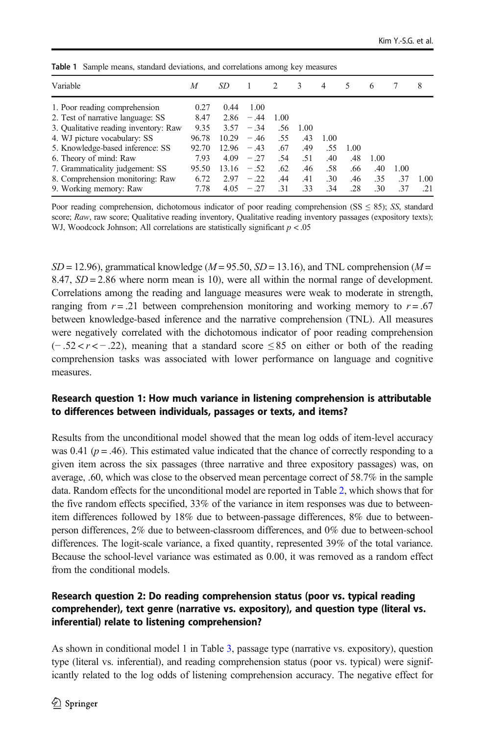**Table 1** Sample means, standard deviations, and correlations among key measures

| Variable | *M* | *SD* | 1 | 2 | 3 | 4 | 5 | 6 | 7 | 8 |
|---|---|---|---|---|---|---|---|---|---|---|
| 1. Poor reading comprehension | 0.27 | 0.44 | 1.00 | | | | | | | |
| 2. Test of narrative language: SS | 8.47 | 2.86 | − .44 | 1.00 | | | | | | |
| 3. Qualitative reading inventory: Raw | 9.35 | 3.57 | − .34 | .56 | 1.00 | | | | | |
| 4. WJ picture vocabulary: SS | 96.78 | 10.29 | − .46 | .55 | .43 | 1.00 | | | | |
| 5. Knowledge-based inference: SS | 92.70 | 12.96 | − .43 | .67 | .49 | .55 | 1.00 | | | |
| 6. Theory of mind: Raw | 7.93 | 4.09 | − .27 | .54 | .51 | .40 | .48 | 1.00 | | |
| 7. Grammaticality judgement: SS | 95.50 | 13.16 | − .52 | .62 | .46 | .58 | .66 | .40 | 1.00 | |
| 8. Comprehension monitoring: Raw | 6.72 | 2.97 | − .22 | .44 | .41 | .30 | .46 | .35 | .37 | 1.00 |
| 9. Working memory: Raw | 7.78 | 4.05 | − .27 | .31 | .33 | .34 | .28 | .30 | .37 | .21 |

Poor reading comprehension, dichotomous indicator of poor reading comprehension (SS ≤ 85); *SS*, standard score; *Raw*, raw score; Qualitative reading inventory, Qualitative reading inventory passages (expository texts); WJ, Woodcock Johnson; All correlations are statistically significant $p < .05$

$SD = 12.96$), grammatical knowledge ($M = 95.50$, $SD = 13.16$), and TNL comprehension ($M = 8.47$, $SD = 2.86$ where norm mean is 10), were all within the normal range of development. Correlations among the reading and language measures were weak to moderate in strength, ranging from $r = .21$ between comprehension monitoring and working memory to $r = .67$ between knowledge-based inference and the narrative comprehension (TNL). All measures were negatively correlated with the dichotomous indicator of poor reading comprehension ($-.52 < r < -.22$), meaning that a standard score ≤ 85 on either or both of the reading comprehension tasks was associated with lower performance on language and cognitive measures.

### Research question 1: How much variance in listening comprehension is attributable to differences between individuals, passages or texts, and items?

Results from the unconditional model showed that the mean log odds of item-level accuracy was 0.41 ($p = .46$). This estimated value indicated that the chance of correctly responding to a given item across the six passages (three narrative and three expository passages) was, on average, .60, which was close to the observed mean percentage correct of 58.7% in the sample data. Random effects for the unconditional model are reported in Table 2, which shows that for the five random effects specified, 33% of the variance in item responses was due to between-item differences followed by 18% due to between-passage differences, 8% due to between-person differences, 2% due to between-classroom differences, and 0% due to between-school differences. The logit-scale variance, a fixed quantity, represented 39% of the total variance. Because the school-level variance was estimated as 0.00, it was removed as a random effect from the conditional models.

### Research question 2: Do reading comprehension status (poor vs. typical reading comprehender), text genre (narrative vs. expository), and question type (literal vs. inferential) relate to listening comprehension?

As shown in conditional model 1 in Table 3, passage type (narrative vs. expository), question type (literal vs. inferential), and reading comprehension status (poor vs. typical) were significantly related to the log odds of listening comprehension accuracy. The negative effect for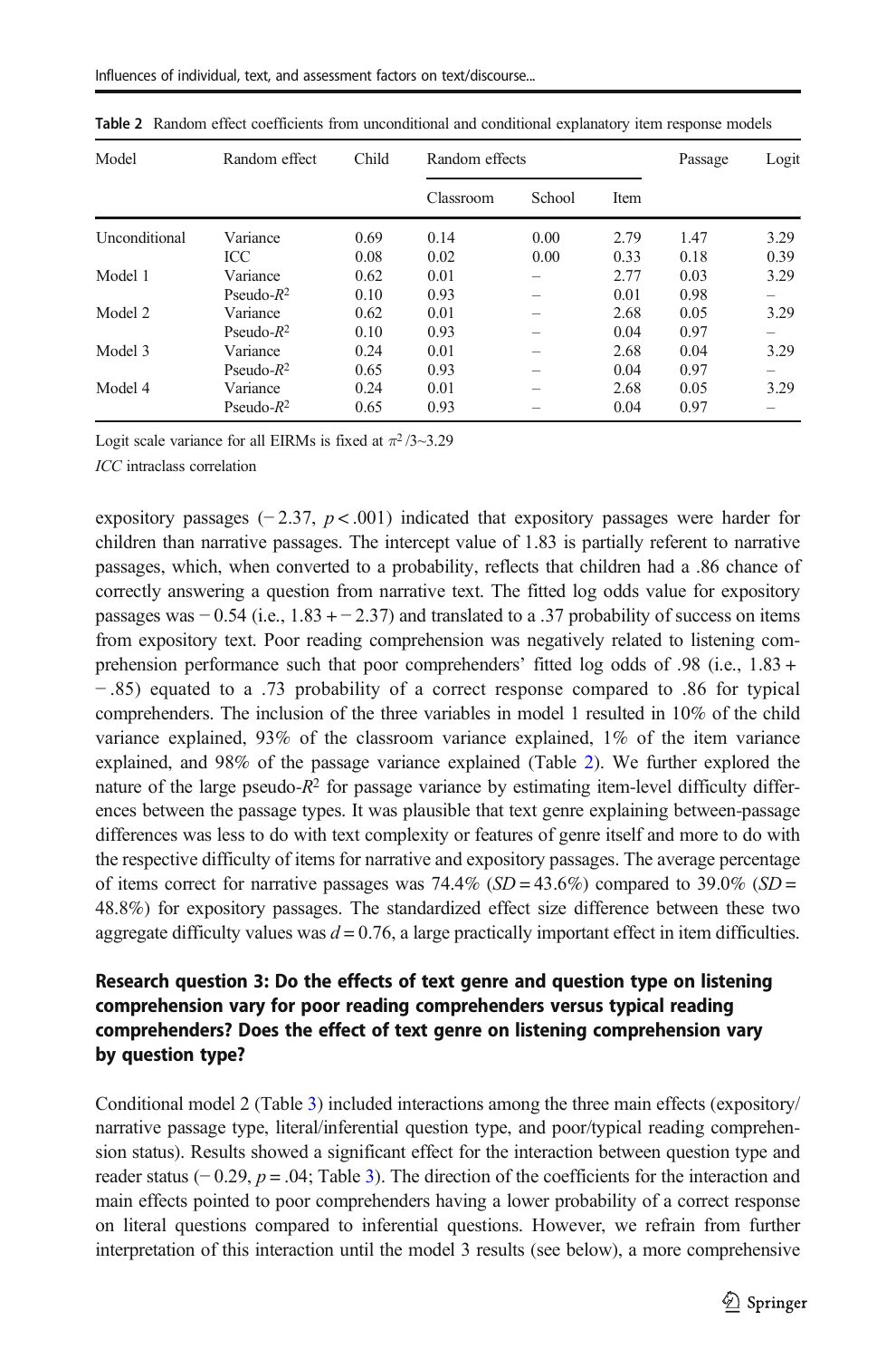**Table 2** Random effect coefficients from unconditional and conditional explanatory item response models

| Model | Random effect | Child | Random effects | | | Passage | Logit |
|---|---|---|---|---|---|---|---|
| | | | Classroom | School | Item | | |
| Unconditional | Variance | 0.69 | 0.14 | 0.00 | 2.79 | 1.47 | 3.29 |
| | ICC | 0.08 | 0.02 | 0.00 | 0.33 | 0.18 | 0.39 |
| Model 1 | Variance | 0.62 | 0.01 | – | 2.77 | 0.03 | 3.29 |
| | Pseudo-$R^2$ | 0.10 | 0.93 | – | 0.01 | 0.98 | – |
| Model 2 | Variance | 0.62 | 0.01 | – | 2.68 | 0.05 | 3.29 |
| | Pseudo-$R^2$ | 0.10 | 0.93 | – | 0.04 | 0.97 | – |
| Model 3 | Variance | 0.24 | 0.01 | – | 2.68 | 0.04 | 3.29 |
| | Pseudo-$R^2$ | 0.65 | 0.93 | – | 0.04 | 0.97 | – |
| Model 4 | Variance | 0.24 | 0.01 | – | 2.68 | 0.05 | 3.29 |
| | Pseudo-$R^2$ | 0.65 | 0.93 | – | 0.04 | 0.97 | – |

Logit scale variance for all EIRMs is fixed at $\pi^2/3 \sim 3.29$

*ICC* intraclass correlation

expository passages ($-2.37$, $p < .001$) indicated that expository passages were harder for children than narrative passages. The intercept value of 1.83 is partially referent to narrative passages, which, when converted to a probability, reflects that children had a .86 chance of correctly answering a question from narrative text. The fitted log odds value for expository passages was $-0.54$ (i.e., $1.83 + -2.37$) and translated to a .37 probability of success on items from expository text. Poor reading comprehension was negatively related to listening comprehension performance such that poor comprehenders' fitted log odds of .98 (i.e., $1.83 + -.85$) equated to a .73 probability of a correct response compared to .86 for typical comprehenders. The inclusion of the three variables in model 1 resulted in 10% of the child variance explained, 93% of the classroom variance explained, 1% of the item variance explained, and 98% of the passage variance explained (Table 2). We further explored the nature of the large pseudo-$R^2$ for passage variance by estimating item-level difficulty differences between the passage types. It was plausible that text genre explaining between-passage differences was less to do with text complexity or features of genre itself and more to do with the respective difficulty of items for narrative and expository passages. The average percentage of items correct for narrative passages was 74.4% ($SD = 43.6\%$) compared to 39.0% ($SD = 48.8\%$) for expository passages. The standardized effect size difference between these two aggregate difficulty values was $d = 0.76$, a large practically important effect in item difficulties.

### Research question 3: Do the effects of text genre and question type on listening comprehension vary for poor reading comprehenders versus typical reading comprehenders? Does the effect of text genre on listening comprehension vary by question type?

Conditional model 2 (Table 3) included interactions among the three main effects (expository/narrative passage type, literal/inferential question type, and poor/typical reading comprehension status). Results showed a significant effect for the interaction between question type and reader status ($-0.29$, $p = .04$; Table 3). The direction of the coefficients for the interaction and main effects pointed to poor comprehenders having a lower probability of a correct response on literal questions compared to inferential questions. However, we refrain from further interpretation of this interaction until the model 3 results (see below), a more comprehensive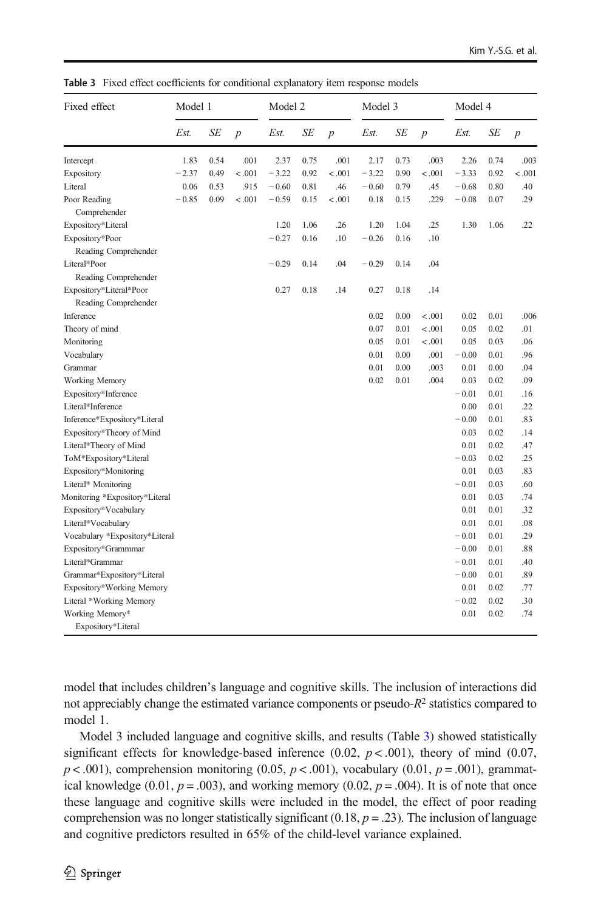**Table 3** Fixed effect coefficients for conditional explanatory item response models

| Fixed effect | Model 1 | | | Model 2 | | | Model 3 | | | Model 4 | | |
|---|---|---|---|---|---|---|---|---|---|---|---|---|
| | *Est.* | *SE* | *p* | *Est.* | *SE* | *p* | *Est.* | *SE* | *p* | *Est.* | *SE* | *p* |
| Intercept | 1.83 | 0.54 | .001 | 2.37 | 0.75 | .001 | 2.17 | 0.73 | .003 | 2.26 | 0.74 | .003 |
| Expository | −2.37 | 0.49 | <.001 | −3.22 | 0.92 | <.001 | −3.22 | 0.90 | <.001 | −3.33 | 0.92 | <.001 |
| Literal | 0.06 | 0.53 | .915 | −0.60 | 0.81 | .46 | −0.60 | 0.79 | .45 | −0.68 | 0.80 | .40 |
| Poor Reading Comprehender | −0.85 | 0.09 | <.001 | −0.59 | 0.15 | <.001 | 0.18 | 0.15 | .229 | −0.08 | 0.07 | .29 |
| Expository*Literal | | | | 1.20 | 1.06 | .26 | 1.20 | 1.04 | .25 | 1.30 | 1.06 | .22 |
| Expository*Poor Reading Comprehender | | | | −0.27 | 0.16 | .10 | −0.26 | 0.16 | .10 | | | |
| Literal*Poor Reading Comprehender | | | | −0.29 | 0.14 | .04 | −0.29 | 0.14 | .04 | | | |
| Expository*Literal*Poor Reading Comprehender | | | | 0.27 | 0.18 | .14 | 0.27 | 0.18 | .14 | | | |
| Inference | | | | | | | 0.02 | 0.00 | <.001 | 0.02 | 0.01 | .006 |
| Theory of mind | | | | | | | 0.07 | 0.01 | <.001 | 0.05 | 0.02 | .01 |
| Monitoring | | | | | | | 0.05 | 0.01 | <.001 | 0.05 | 0.03 | .06 |
| Vocabulary | | | | | | | 0.01 | 0.00 | .001 | −0.00 | 0.01 | .96 |
| Grammar | | | | | | | 0.01 | 0.00 | .003 | 0.01 | 0.00 | .04 |
| Working Memory | | | | | | | 0.02 | 0.01 | .004 | 0.03 | 0.02 | .09 |
| Expository*Inference | | | | | | | | | | −0.01 | 0.01 | .16 |
| Literal*Inference | | | | | | | | | | 0.00 | 0.01 | .22 |
| Inference*Expository*Literal | | | | | | | | | | −0.00 | 0.01 | .83 |
| Expository*Theory of Mind | | | | | | | | | | 0.03 | 0.02 | .14 |
| Literal*Theory of Mind | | | | | | | | | | 0.01 | 0.02 | .47 |
| ToM*Expository*Literal | | | | | | | | | | −0.03 | 0.02 | .25 |
| Expository*Monitoring | | | | | | | | | | 0.01 | 0.03 | .83 |
| Literal* Monitoring | | | | | | | | | | −0.01 | 0.03 | .60 |
| Monitoring *Expository*Literal | | | | | | | | | | 0.01 | 0.03 | .74 |
| Expository*Vocabulary | | | | | | | | | | 0.01 | 0.01 | .32 |
| Literal*Vocabulary | | | | | | | | | | 0.01 | 0.01 | .08 |
| Vocabulary *Expository*Literal | | | | | | | | | | −0.01 | 0.01 | .29 |
| Expository*Grammmar | | | | | | | | | | −0.00 | 0.01 | .88 |
| Literal*Grammar | | | | | | | | | | −0.01 | 0.01 | .40 |
| Grammar*Expository*Literal | | | | | | | | | | −0.00 | 0.01 | .89 |
| Expository*Working Memory | | | | | | | | | | 0.01 | 0.02 | .77 |
| Literal *Working Memory | | | | | | | | | | −0.02 | 0.02 | .30 |
| Working Memory* Expository*Literal | | | | | | | | | | 0.01 | 0.02 | .74 |

model that includes children's language and cognitive skills. The inclusion of interactions did not appreciably change the estimated variance components or pseudo-$R^2$ statistics compared to model 1.

Model 3 included language and cognitive skills, and results (Table 3) showed statistically significant effects for knowledge-based inference (0.02, $p < .001$), theory of mind (0.07, $p < .001$), comprehension monitoring (0.05, $p < .001$), vocabulary (0.01, $p = .001$), grammatical knowledge (0.01, $p = .003$), and working memory (0.02, $p = .004$). It is of note that once these language and cognitive skills were included in the model, the effect of poor reading comprehension was no longer statistically significant (0.18, $p = .23$). The inclusion of language and cognitive predictors resulted in 65% of the child-level variance explained.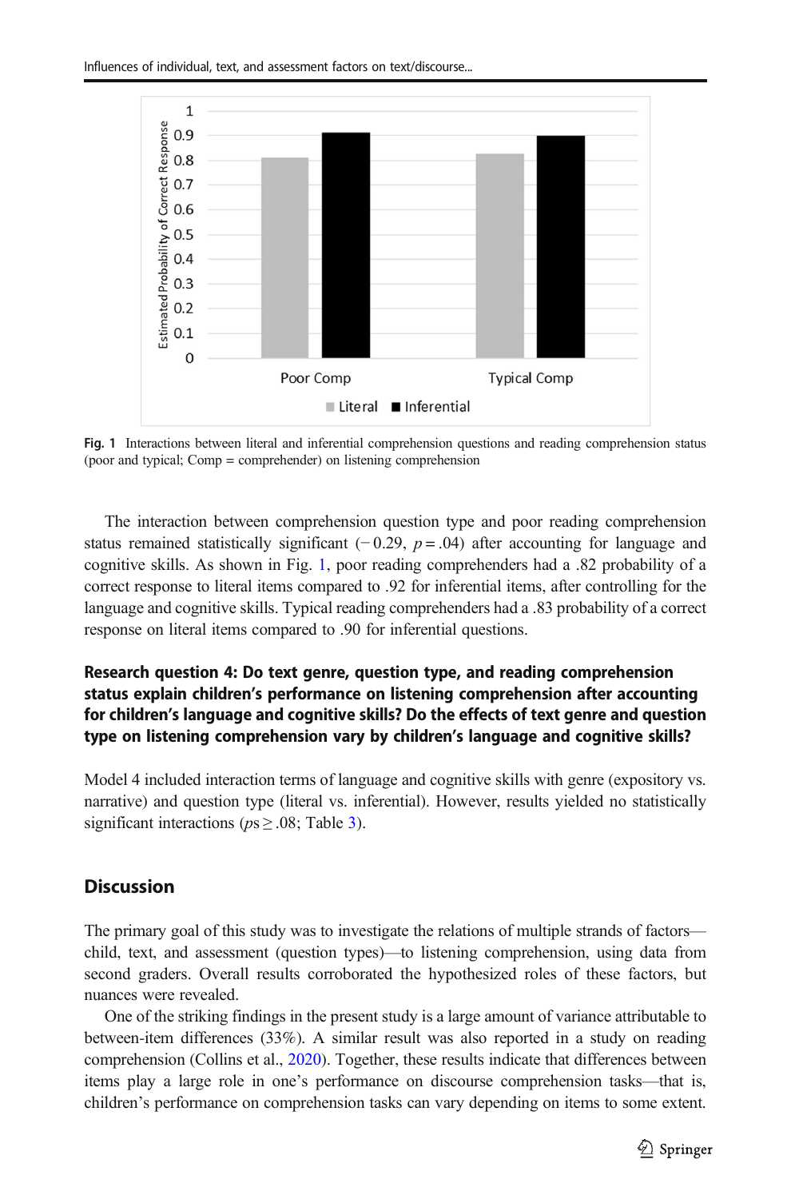1
0.9
0.8
0.7
0.6
0.5
0.4
0.3
0.2
0.1
0

Estimated Probability of Correct Response

Poor Comp

Typical Comp

Literal ■ Inferential

**Fig. 1** Interactions between literal and inferential comprehension questions and reading comprehension status (poor and typical; Comp = comprehender) on listening comprehension

The interaction between comprehension question type and poor reading comprehension status remained statistically significant (− 0.29, $p = .04$) after accounting for language and cognitive skills. As shown in Fig. 1, poor reading comprehenders had a .82 probability of a correct response to literal items compared to .92 for inferential items, after controlling for the language and cognitive skills. Typical reading comprehenders had a .83 probability of a correct response on literal items compared to .90 for inferential questions.

### Research question 4: Do text genre, question type, and reading comprehension status explain children's performance on listening comprehension after accounting for children's language and cognitive skills? Do the effects of text genre and question type on listening comprehension vary by children's language and cognitive skills?

Model 4 included interaction terms of language and cognitive skills with genre (expository vs. narrative) and question type (literal vs. inferential). However, results yielded no statistically significant interactions ($p\text{s} \geq .08$; Table 3).

## Discussion

The primary goal of this study was to investigate the relations of multiple strands of factors—child, text, and assessment (question types)—to listening comprehension, using data from second graders. Overall results corroborated the hypothesized roles of these factors, but nuances were revealed.

One of the striking findings in the present study is a large amount of variance attributable to between-item differences (33%). A similar result was also reported in a study on reading comprehension (Collins et al., 2020). Together, these results indicate that differences between items play a large role in one's performance on discourse comprehension tasks—that is, children's performance on comprehension tasks can vary depending on items to some extent.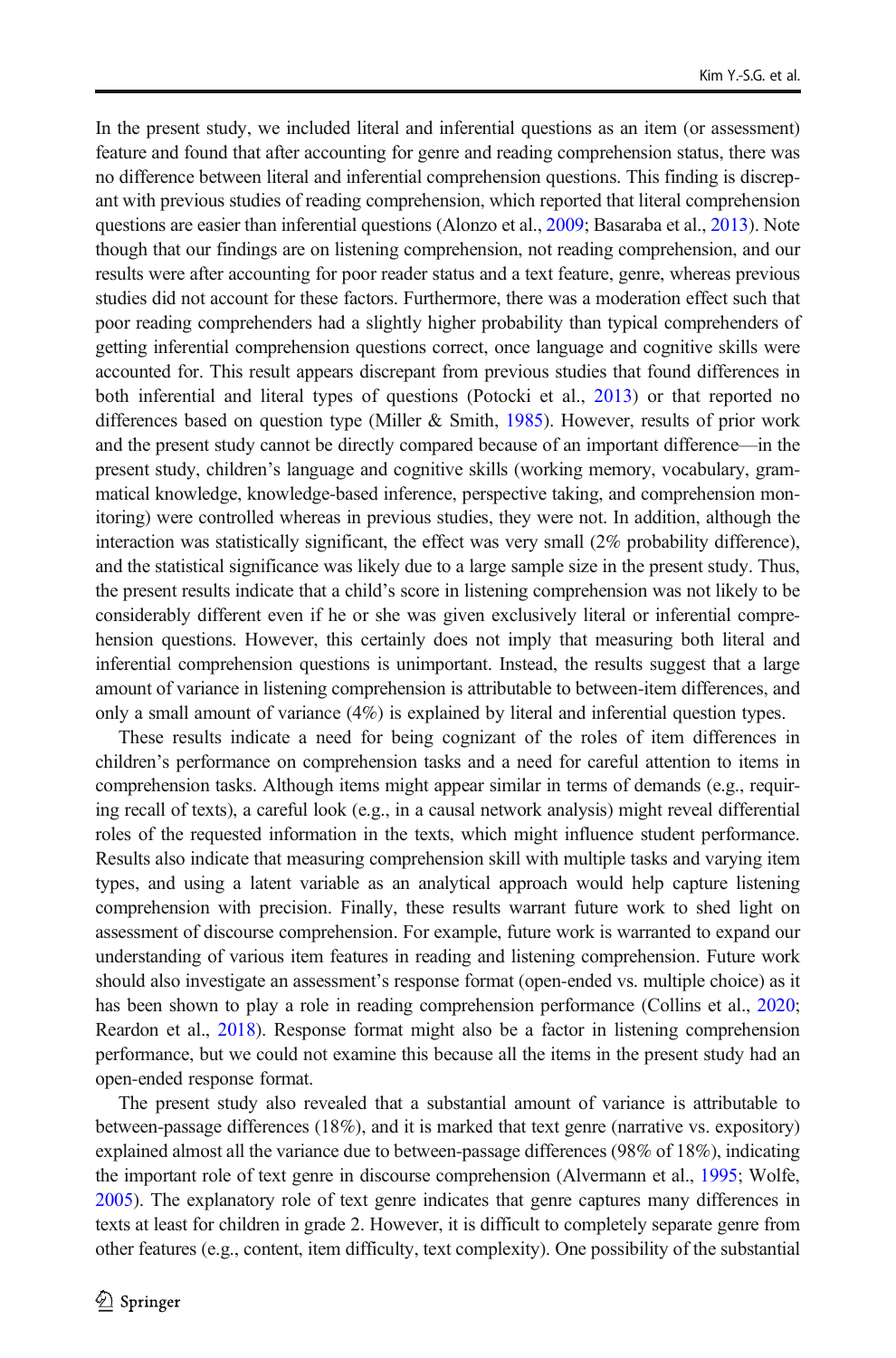In the present study, we included literal and inferential questions as an item (or assessment) feature and found that after accounting for genre and reading comprehension status, there was no difference between literal and inferential comprehension questions. This finding is discrepant with previous studies of reading comprehension, which reported that literal comprehension questions are easier than inferential questions (Alonzo et al., 2009; Basaraba et al., 2013). Note though that our findings are on listening comprehension, not reading comprehension, and our results were after accounting for poor reader status and a text feature, genre, whereas previous studies did not account for these factors. Furthermore, there was a moderation effect such that poor reading comprehenders had a slightly higher probability than typical comprehenders of getting inferential comprehension questions correct, once language and cognitive skills were accounted for. This result appears discrepant from previous studies that found differences in both inferential and literal types of questions (Potocki et al., 2013) or that reported no differences based on question type (Miller & Smith, 1985). However, results of prior work and the present study cannot be directly compared because of an important difference—in the present study, children's language and cognitive skills (working memory, vocabulary, grammatical knowledge, knowledge-based inference, perspective taking, and comprehension monitoring) were controlled whereas in previous studies, they were not. In addition, although the interaction was statistically significant, the effect was very small (2% probability difference), and the statistical significance was likely due to a large sample size in the present study. Thus, the present results indicate that a child's score in listening comprehension was not likely to be considerably different even if he or she was given exclusively literal or inferential comprehension questions. However, this certainly does not imply that measuring both literal and inferential comprehension questions is unimportant. Instead, the results suggest that a large amount of variance in listening comprehension is attributable to between-item differences, and only a small amount of variance (4%) is explained by literal and inferential question types.

These results indicate a need for being cognizant of the roles of item differences in children's performance on comprehension tasks and a need for careful attention to items in comprehension tasks. Although items might appear similar in terms of demands (e.g., requiring recall of texts), a careful look (e.g., in a causal network analysis) might reveal differential roles of the requested information in the texts, which might influence student performance. Results also indicate that measuring comprehension skill with multiple tasks and varying item types, and using a latent variable as an analytical approach would help capture listening comprehension with precision. Finally, these results warrant future work to shed light on assessment of discourse comprehension. For example, future work is warranted to expand our understanding of various item features in reading and listening comprehension. Future work should also investigate an assessment's response format (open-ended vs. multiple choice) as it has been shown to play a role in reading comprehension performance (Collins et al., 2020; Reardon et al., 2018). Response format might also be a factor in listening comprehension performance, but we could not examine this because all the items in the present study had an open-ended response format.

The present study also revealed that a substantial amount of variance is attributable to between-passage differences (18%), and it is marked that text genre (narrative vs. expository) explained almost all the variance due to between-passage differences (98% of 18%), indicating the important role of text genre in discourse comprehension (Alvermann et al., 1995; Wolfe, 2005). The explanatory role of text genre indicates that genre captures many differences in texts at least for children in grade 2. However, it is difficult to completely separate genre from other features (e.g., content, item difficulty, text complexity). One possibility of the substantial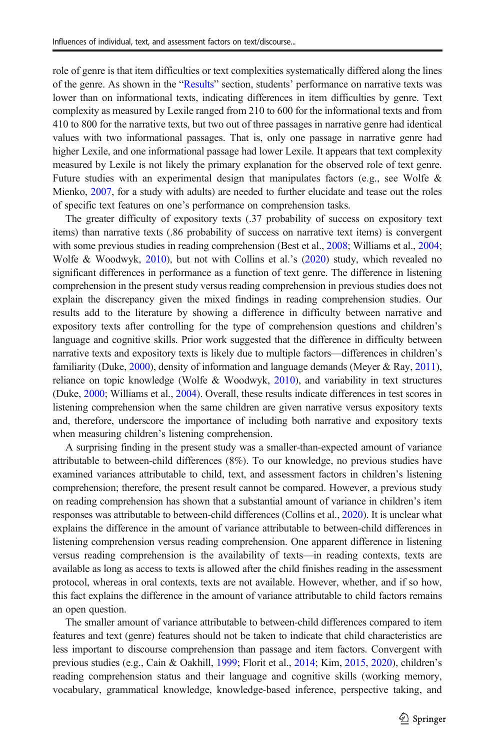role of genre is that item difficulties or text complexities systematically differed along the lines of the genre. As shown in the "Results" section, students' performance on narrative texts was lower than on informational texts, indicating differences in item difficulties by genre. Text complexity as measured by Lexile ranged from 210 to 600 for the informational texts and from 410 to 800 for the narrative texts, but two out of three passages in narrative genre had identical values with two informational passages. That is, only one passage in narrative genre had higher Lexile, and one informational passage had lower Lexile. It appears that text complexity measured by Lexile is not likely the primary explanation for the observed role of text genre. Future studies with an experimental design that manipulates factors (e.g., see Wolfe & Mienko, 2007, for a study with adults) are needed to further elucidate and tease out the roles of specific text features on one's performance on comprehension tasks.

The greater difficulty of expository texts (.37 probability of success on expository text items) than narrative texts (.86 probability of success on narrative text items) is convergent with some previous studies in reading comprehension (Best et al., 2008; Williams et al., 2004; Wolfe & Woodwyk, 2010), but not with Collins et al.'s (2020) study, which revealed no significant differences in performance as a function of text genre. The difference in listening comprehension in the present study versus reading comprehension in previous studies does not explain the discrepancy given the mixed findings in reading comprehension studies. Our results add to the literature by showing a difference in difficulty between narrative and expository texts after controlling for the type of comprehension questions and children's language and cognitive skills. Prior work suggested that the difference in difficulty between narrative texts and expository texts is likely due to multiple factors—differences in children's familiarity (Duke, 2000), density of information and language demands (Meyer & Ray, 2011), reliance on topic knowledge (Wolfe & Woodwyk, 2010), and variability in text structures (Duke, 2000; Williams et al., 2004). Overall, these results indicate differences in test scores in listening comprehension when the same children are given narrative versus expository texts and, therefore, underscore the importance of including both narrative and expository texts when measuring children's listening comprehension.

A surprising finding in the present study was a smaller-than-expected amount of variance attributable to between-child differences (8%). To our knowledge, no previous studies have examined variances attributable to child, text, and assessment factors in children's listening comprehension; therefore, the present result cannot be compared. However, a previous study on reading comprehension has shown that a substantial amount of variance in children's item responses was attributable to between-child differences (Collins et al., 2020). It is unclear what explains the difference in the amount of variance attributable to between-child differences in listening comprehension versus reading comprehension. One apparent difference in listening versus reading comprehension is the availability of texts—in reading contexts, texts are available as long as access to texts is allowed after the child finishes reading in the assessment protocol, whereas in oral contexts, texts are not available. However, whether, and if so how, this fact explains the difference in the amount of variance attributable to child factors remains an open question.

The smaller amount of variance attributable to between-child differences compared to item features and text (genre) features should not be taken to indicate that child characteristics are less important to discourse comprehension than passage and item factors. Convergent with previous studies (e.g., Cain & Oakhill, 1999; Florit et al., 2014; Kim, 2015, 2020), children's reading comprehension status and their language and cognitive skills (working memory, vocabulary, grammatical knowledge, knowledge-based inference, perspective taking, and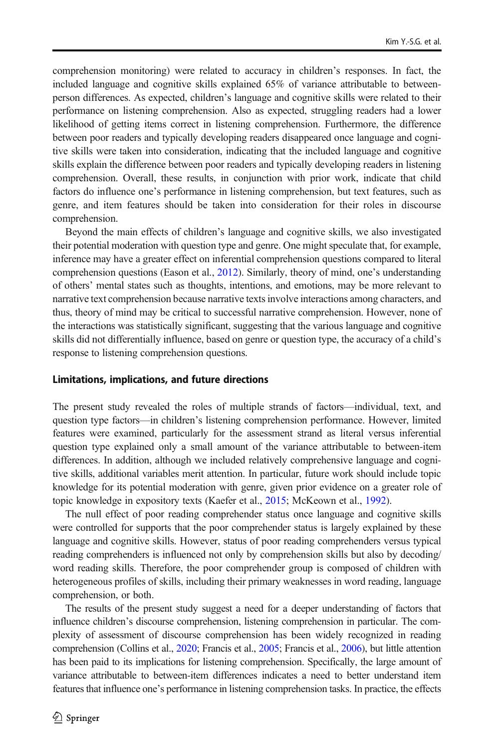comprehension monitoring) were related to accuracy in children's responses. In fact, the included language and cognitive skills explained 65% of variance attributable to between-person differences. As expected, children's language and cognitive skills were related to their performance on listening comprehension. Also as expected, struggling readers had a lower likelihood of getting items correct in listening comprehension. Furthermore, the difference between poor readers and typically developing readers disappeared once language and cognitive skills were taken into consideration, indicating that the included language and cognitive skills explain the difference between poor readers and typically developing readers in listening comprehension. Overall, these results, in conjunction with prior work, indicate that child factors do influence one's performance in listening comprehension, but text features, such as genre, and item features should be taken into consideration for their roles in discourse comprehension.

Beyond the main effects of children's language and cognitive skills, we also investigated their potential moderation with question type and genre. One might speculate that, for example, inference may have a greater effect on inferential comprehension questions compared to literal comprehension questions (Eason et al., 2012). Similarly, theory of mind, one's understanding of others' mental states such as thoughts, intentions, and emotions, may be more relevant to narrative text comprehension because narrative texts involve interactions among characters, and thus, theory of mind may be critical to successful narrative comprehension. However, none of the interactions was statistically significant, suggesting that the various language and cognitive skills did not differentially influence, based on genre or question type, the accuracy of a child's response to listening comprehension questions.

### Limitations, implications, and future directions

The present study revealed the roles of multiple strands of factors—individual, text, and question type factors—in children's listening comprehension performance. However, limited features were examined, particularly for the assessment strand as literal versus inferential question type explained only a small amount of the variance attributable to between-item differences. In addition, although we included relatively comprehensive language and cognitive skills, additional variables merit attention. In particular, future work should include topic knowledge for its potential moderation with genre, given prior evidence on a greater role of topic knowledge in expository texts (Kaefer et al., 2015; McKeown et al., 1992).

The null effect of poor reading comprehender status once language and cognitive skills were controlled for supports that the poor comprehender status is largely explained by these language and cognitive skills. However, status of poor reading comprehenders versus typical reading comprehenders is influenced not only by comprehension skills but also by decoding/word reading skills. Therefore, the poor comprehender group is composed of children with heterogeneous profiles of skills, including their primary weaknesses in word reading, language comprehension, or both.

The results of the present study suggest a need for a deeper understanding of factors that influence children's discourse comprehension, listening comprehension in particular. The complexity of assessment of discourse comprehension has been widely recognized in reading comprehension (Collins et al., 2020; Francis et al., 2005; Francis et al., 2006), but little attention has been paid to its implications for listening comprehension. Specifically, the large amount of variance attributable to between-item differences indicates a need to better understand item features that influence one's performance in listening comprehension tasks. In practice, the effects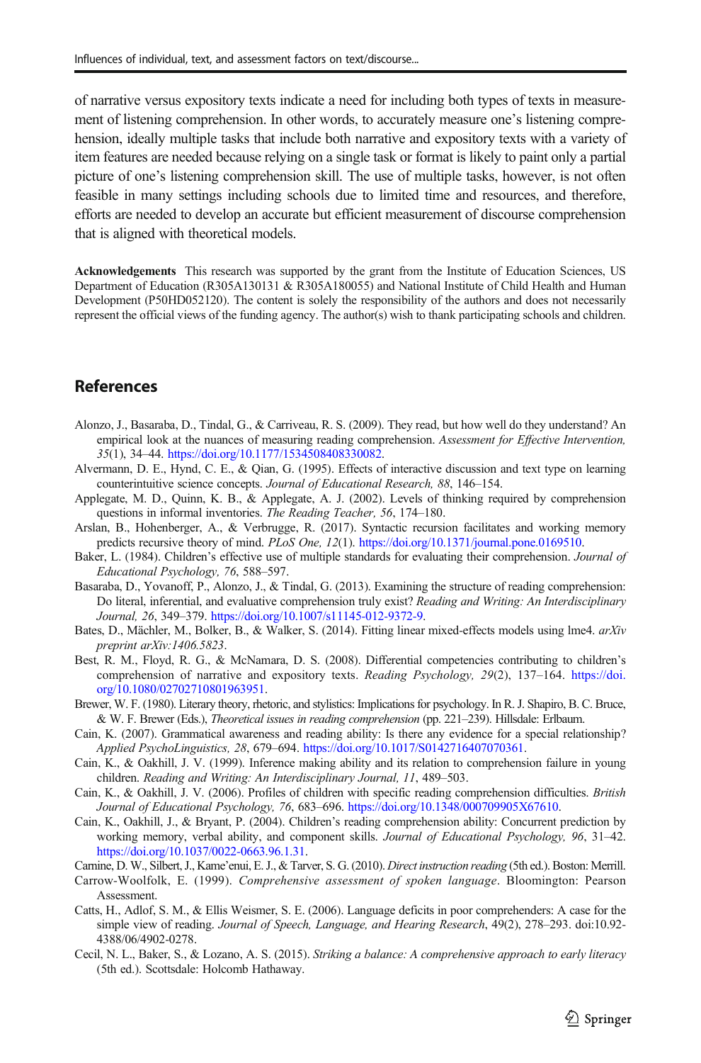of narrative versus expository texts indicate a need for including both types of texts in measurement of listening comprehension. In other words, to accurately measure one's listening comprehension, ideally multiple tasks that include both narrative and expository texts with a variety of item features are needed because relying on a single task or format is likely to paint only a partial picture of one's listening comprehension skill. The use of multiple tasks, however, is not often feasible in many settings including schools due to limited time and resources, and therefore, efforts are needed to develop an accurate but efficient measurement of discourse comprehension that is aligned with theoretical models.

**Acknowledgements** This research was supported by the grant from the Institute of Education Sciences, US Department of Education (R305A130131 & R305A180055) and National Institute of Child Health and Human Development (P50HD052120). The content is solely the responsibility of the authors and does not necessarily represent the official views of the funding agency. The author(s) wish to thank participating schools and children.

## References

Alonzo, J., Basaraba, D., Tindal, G., & Carriveau, R. S. (2009). They read, but how well do they understand? An empirical look at the nuances of measuring reading comprehension. *Assessment for Effective Intervention, 35*(1), 34–44. https://doi.org/10.1177/1534508408330082.

Alvermann, D. E., Hynd, C. E., & Qian, G. (1995). Effects of interactive discussion and text type on learning counterintuitive science concepts. *Journal of Educational Research, 88*, 146–154.

Applegate, M. D., Quinn, K. B., & Applegate, A. J. (2002). Levels of thinking required by comprehension questions in informal inventories. *The Reading Teacher, 56*, 174–180.

Arslan, B., Hohenberger, A., & Verbrugge, R. (2017). Syntactic recursion facilitates and working memory predicts recursive theory of mind. *PLoS One, 12*(1). https://doi.org/10.1371/journal.pone.0169510.

Baker, L. (1984). Children's effective use of multiple standards for evaluating their comprehension. *Journal of Educational Psychology, 76*, 588–597.

Basaraba, D., Yovanoff, P., Alonzo, J., & Tindal, G. (2013). Examining the structure of reading comprehension: Do literal, inferential, and evaluative comprehension truly exist? *Reading and Writing: An Interdisciplinary Journal, 26*, 349–379. https://doi.org/10.1007/s11145-012-9372-9.

Bates, D., Mächler, M., Bolker, B., & Walker, S. (2014). Fitting linear mixed-effects models using lme4. *arXiv preprint arXiv:1406.5823*.

Best, R. M., Floyd, R. G., & McNamara, D. S. (2008). Differential competencies contributing to children's comprehension of narrative and expository texts. *Reading Psychology, 29*(2), 137–164. https://doi.org/10.1080/02702710801963951.

Brewer, W. F. (1980). Literary theory, rhetoric, and stylistics: Implications for psychology. In R. J. Shapiro, B. C. Bruce, & W. F. Brewer (Eds.), *Theoretical issues in reading comprehension* (pp. 221–239). Hillsdale: Erlbaum.

Cain, K. (2007). Grammatical awareness and reading ability: Is there any evidence for a special relationship? *Applied PsychoLinguistics, 28*, 679–694. https://doi.org/10.1017/S0142716407070361.

Cain, K., & Oakhill, J. V. (1999). Inference making ability and its relation to comprehension failure in young children. *Reading and Writing: An Interdisciplinary Journal, 11*, 489–503.

Cain, K., & Oakhill, J. V. (2006). Profiles of children with specific reading comprehension difficulties. *British Journal of Educational Psychology, 76*, 683–696. https://doi.org/10.1348/000709905X67610.

Cain, K., Oakhill, J., & Bryant, P. (2004). Children's reading comprehension ability: Concurrent prediction by working memory, verbal ability, and component skills. *Journal of Educational Psychology, 96*, 31–42. https://doi.org/10.1037/0022-0663.96.1.31.

Carnine, D. W., Silbert, J., Kame'enui, E. J., & Tarver, S. G. (2010). *Direct instruction reading* (5th ed.). Boston: Merrill.

Carrow-Woolfolk, E. (1999). *Comprehensive assessment of spoken language*. Bloomington: Pearson Assessment.

Catts, H., Adlof, S. M., & Ellis Weismer, S. E. (2006). Language deficits in poor comprehenders: A case for the simple view of reading. *Journal of Speech, Language, and Hearing Research*, 49(2), 278–293. doi:10.92-4388/06/4902-0278.

Cecil, N. L., Baker, S., & Lozano, A. S. (2015). *Striking a balance: A comprehensive approach to early literacy* (5th ed.). Scottsdale: Holcomb Hathaway.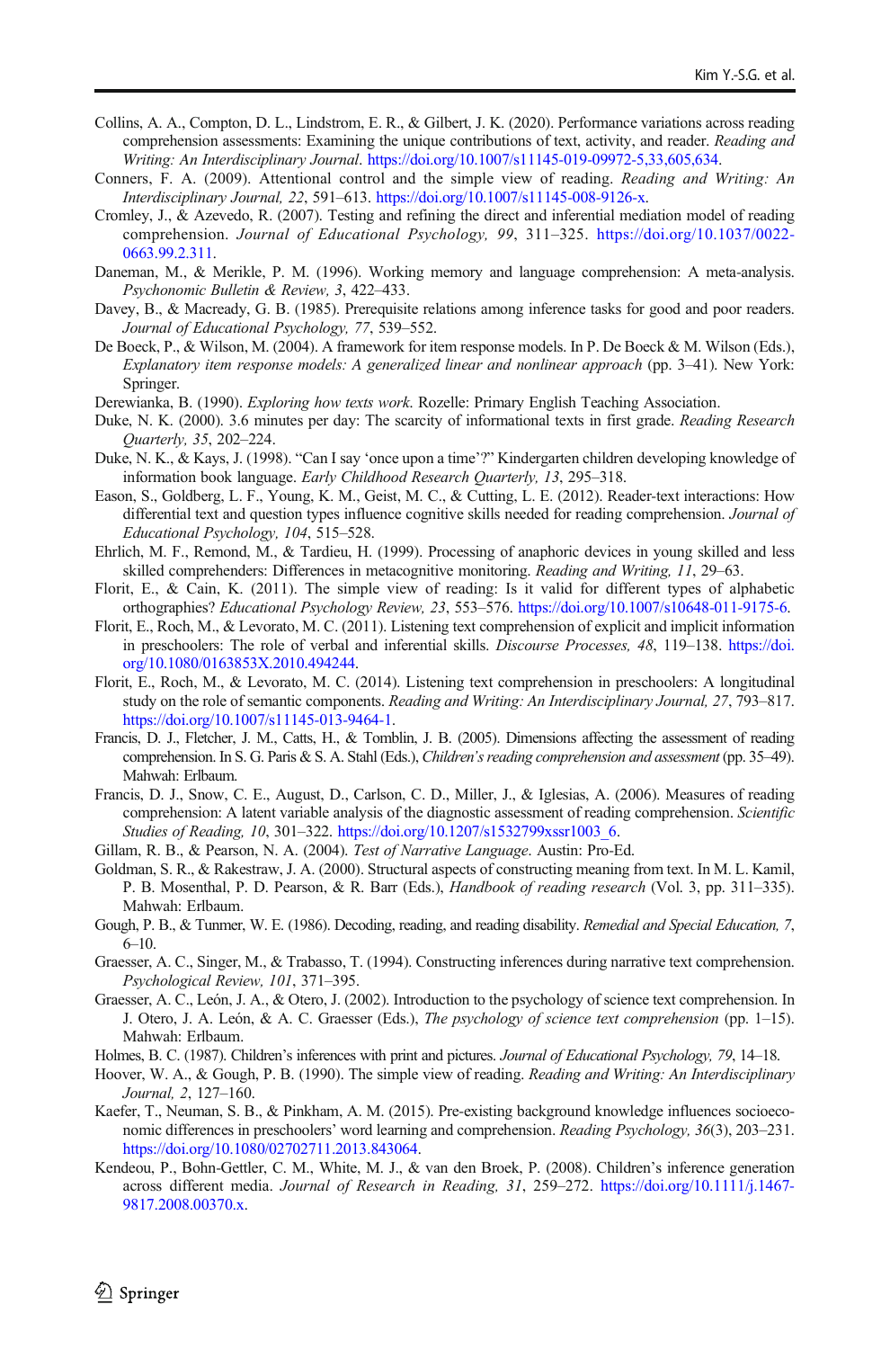Collins, A. A., Compton, D. L., Lindstrom, E. R., & Gilbert, J. K. (2020). Performance variations across reading comprehension assessments: Examining the unique contributions of text, activity, and reader. *Reading and Writing: An Interdisciplinary Journal*. https://doi.org/10.1007/s11145-019-09972-5,33,605,634.

Conners, F. A. (2009). Attentional control and the simple view of reading. *Reading and Writing: An Interdisciplinary Journal, 22*, 591–613. https://doi.org/10.1007/s11145-008-9126-x.

Cromley, J., & Azevedo, R. (2007). Testing and refining the direct and inferential mediation model of reading comprehension. *Journal of Educational Psychology, 99*, 311–325. https://doi.org/10.1037/0022-0663.99.2.311.

Daneman, M., & Merikle, P. M. (1996). Working memory and language comprehension: A meta-analysis. *Psychonomic Bulletin & Review, 3*, 422–433.

Davey, B., & Macready, G. B. (1985). Prerequisite relations among inference tasks for good and poor readers. *Journal of Educational Psychology, 77*, 539–552.

De Boeck, P., & Wilson, M. (2004). A framework for item response models. In P. De Boeck & M. Wilson (Eds.), *Explanatory item response models: A generalized linear and nonlinear approach* (pp. 3–41). New York: Springer.

Derewianka, B. (1990). *Exploring how texts work*. Rozelle: Primary English Teaching Association.

Duke, N. K. (2000). 3.6 minutes per day: The scarcity of informational texts in first grade. *Reading Research Quarterly, 35*, 202–224.

Duke, N. K., & Kays, J. (1998). "Can I say 'once upon a time'?" Kindergarten children developing knowledge of information book language. *Early Childhood Research Quarterly, 13*, 295–318.

Eason, S., Goldberg, L. F., Young, K. M., Geist, M. C., & Cutting, L. E. (2012). Reader-text interactions: How differential text and question types influence cognitive skills needed for reading comprehension. *Journal of Educational Psychology, 104*, 515–528.

Ehrlich, M. F., Remond, M., & Tardieu, H. (1999). Processing of anaphoric devices in young skilled and less skilled comprehenders: Differences in metacognitive monitoring. *Reading and Writing, 11*, 29–63.

Florit, E., & Cain, K. (2011). The simple view of reading: Is it valid for different types of alphabetic orthographies? *Educational Psychology Review, 23*, 553–576. https://doi.org/10.1007/s10648-011-9175-6.

Florit, E., Roch, M., & Levorato, M. C. (2011). Listening text comprehension of explicit and implicit information in preschoolers: The role of verbal and inferential skills. *Discourse Processes, 48*, 119–138. https://doi.org/10.1080/0163853X.2010.494244.

Florit, E., Roch, M., & Levorato, M. C. (2014). Listening text comprehension in preschoolers: A longitudinal study on the role of semantic components. *Reading and Writing: An Interdisciplinary Journal, 27*, 793–817. https://doi.org/10.1007/s11145-013-9464-1.

Francis, D. J., Fletcher, J. M., Catts, H., & Tomblin, J. B. (2005). Dimensions affecting the assessment of reading comprehension. In S. G. Paris & S. A. Stahl (Eds.), *Children's reading comprehension and assessment* (pp. 35–49). Mahwah: Erlbaum.

Francis, D. J., Snow, C. E., August, D., Carlson, C. D., Miller, J., & Iglesias, A. (2006). Measures of reading comprehension: A latent variable analysis of the diagnostic assessment of reading comprehension. *Scientific Studies of Reading, 10*, 301–322. https://doi.org/10.1207/s1532799xssr1003_6.

Gillam, R. B., & Pearson, N. A. (2004). *Test of Narrative Language*. Austin: Pro-Ed.

Goldman, S. R., & Rakestraw, J. A. (2000). Structural aspects of constructing meaning from text. In M. L. Kamil, P. B. Mosenthal, P. D. Pearson, & R. Barr (Eds.), *Handbook of reading research* (Vol. 3, pp. 311–335). Mahwah: Erlbaum.

Gough, P. B., & Tunmer, W. E. (1986). Decoding, reading, and reading disability. *Remedial and Special Education, 7*, 6–10.

Graesser, A. C., Singer, M., & Trabasso, T. (1994). Constructing inferences during narrative text comprehension. *Psychological Review, 101*, 371–395.

Graesser, A. C., León, J. A., & Otero, J. (2002). Introduction to the psychology of science text comprehension. In J. Otero, J. A. León, & A. C. Graesser (Eds.), *The psychology of science text comprehension* (pp. 1–15). Mahwah: Erlbaum.

Holmes, B. C. (1987). Children's inferences with print and pictures. *Journal of Educational Psychology, 79*, 14–18.

Hoover, W. A., & Gough, P. B. (1990). The simple view of reading. *Reading and Writing: An Interdisciplinary Journal, 2*, 127–160.

Kaefer, T., Neuman, S. B., & Pinkham, A. M. (2015). Pre-existing background knowledge influences socioeconomic differences in preschoolers' word learning and comprehension. *Reading Psychology, 36*(3), 203–231. https://doi.org/10.1080/02702711.2013.843064.

Kendeou, P., Bohn-Gettler, C. M., White, M. J., & van den Broek, P. (2008). Children's inference generation across different media. *Journal of Research in Reading, 31*, 259–272. https://doi.org/10.1111/j.1467-9817.2008.00370.x.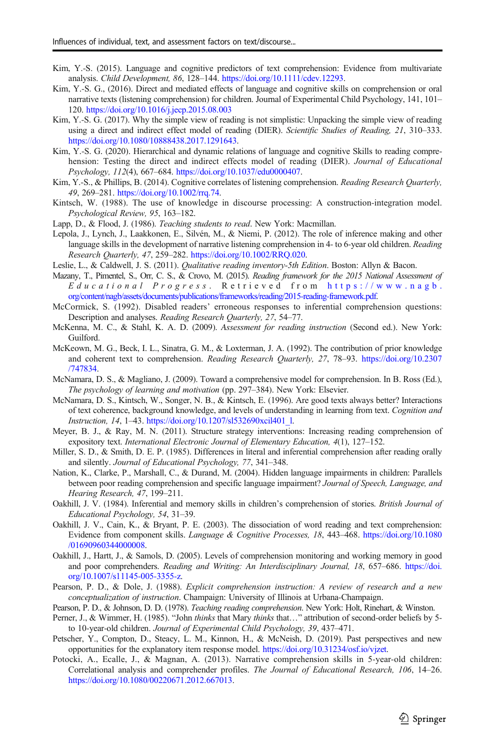Kim, Y.-S. (2015). Language and cognitive predictors of text comprehension: Evidence from multivariate analysis. *Child Development, 86*, 128–144. https://doi.org/10.1111/cdev.12293.

Kim, Y.-S. G., (2016). Direct and mediated effects of language and cognitive skills on comprehension or oral narrative texts (listening comprehension) for children. Journal of Experimental Child Psychology, 141, 101–120. https://doi.org/10.1016/j.jecp.2015.08.003

Kim, Y.-S. G. (2017). Why the simple view of reading is not simplistic: Unpacking the simple view of reading using a direct and indirect effect model of reading (DIER). *Scientific Studies of Reading, 21*, 310–333. https://doi.org/10.1080/10888438.2017.1291643.

Kim, Y.-S. G. (2020). Hierarchical and dynamic relations of language and cognitive Skills to reading comprehension: Testing the direct and indirect effects model of reading (DIER). *Journal of Educational Psychology, 112*(4), 667–684. https://doi.org/10.1037/edu0000407.

Kim, Y.-S., & Phillips, B. (2014). Cognitive correlates of listening comprehension. *Reading Research Quarterly, 49*, 269–281. https://doi.org/10.1002/rrq.74.

Kintsch, W. (1988). The use of knowledge in discourse processing: A construction-integration model. *Psychological Review, 95*, 163–182.

Lapp, D., & Flood, J. (1986). *Teaching students to read*. New York: Macmillan.

Lepola, J., Lynch, J., Laakkonen, E., Silvén, M., & Niemi, P. (2012). The role of inference making and other language skills in the development of narrative listening comprehension in 4- to 6-year old children. *Reading Research Quarterly, 47*, 259–282. https://doi.org/10.1002/RRQ.020.

Leslie, L., & Caldwell, J. S. (2011). *Qualitative reading inventory-5th Edition*. Boston: Allyn & Bacon.

Mazany, T., Pimentel, S., Orr, C. S., & Crovo, M. (2015). *Reading framework for the 2015 National Assessment of Educational Progress*. Retrieved from https://www.nagb.org/content/nagb/assets/documents/publications/frameworks/reading/2015-reading-framework.pdf.

McCormick, S. (1992). Disabled readers' erroneous responses to inferential comprehension questions: Description and analyses. *Reading Research Quarterly, 27*, 54–77.

McKenna, M. C., & Stahl, K. A. D. (2009). *Assessment for reading instruction* (Second ed.). New York: Guilford.

McKeown, M. G., Beck, I. L., Sinatra, G. M., & Loxterman, J. A. (1992). The contribution of prior knowledge and coherent text to comprehension. *Reading Research Quarterly, 27*, 78–93. https://doi.org/10.2307/747834.

McNamara, D. S., & Magliano, J. (2009). Toward a comprehensive model for comprehension. In B. Ross (Ed.), *The psychology of learning and motivation* (pp. 297–384). New York: Elsevier.

McNamara, D. S., Kintsch, W., Songer, N. B., & Kintsch, E. (1996). Are good texts always better? Interactions of text coherence, background knowledge, and levels of understanding in learning from text. *Cognition and Instruction, 14*, 1–43. https://doi.org/10.1207/sl532690xcil401_l.

Meyer, B. J., & Ray, M. N. (2011). Structure strategy interventions: Increasing reading comprehension of expository text. *International Electronic Journal of Elementary Education, 4*(1), 127–152.

Miller, S. D., & Smith, D. E. P. (1985). Differences in literal and inferential comprehension after reading orally and silently. *Journal of Educational Psychology, 77*, 341–348.

Nation, K., Clarke, P., Marshall, C., & Durand, M. (2004). Hidden language impairments in children: Parallels between poor reading comprehension and specific language impairment? *Journal of Speech, Language, and Hearing Research, 47*, 199–211.

Oakhill, J. V. (1984). Inferential and memory skills in children's comprehension of stories. *British Journal of Educational Psychology, 54*, 31–39.

Oakhill, J. V., Cain, K., & Bryant, P. E. (2003). The dissociation of word reading and text comprehension: Evidence from component skills. *Language & Cognitive Processes, 18*, 443–468. https://doi.org/10.1080/01690960344000008.

Oakhill, J., Hartt, J., & Samols, D. (2005). Levels of comprehension monitoring and working memory in good and poor comprehenders. *Reading and Writing: An Interdisciplinary Journal, 18*, 657–686. https://doi.org/10.1007/s11145-005-3355-z.

Pearson, P. D., & Dole, J. (1988). *Explicit comprehension instruction: A review of research and a new conceptualization of instruction*. Champaign: University of Illinois at Urbana-Champaign.

Pearson, P. D., & Johnson, D. D. (1978). *Teaching reading comprehension*. New York: Holt, Rinehart, & Winston.

Perner, J., & Wimmer, H. (1985). "John *thinks* that Mary *thinks* that…" attribution of second-order beliefs by 5- to 10-year-old children. *Journal of Experimental Child Psychology, 39*, 437–471.

Petscher, Y., Compton, D., Steacy, L. M., Kinnon, H., & McNeish, D. (2019). Past perspectives and new opportunities for the explanatory item response model. https://doi.org/10.31234/osf.io/vjzet.

Potocki, A., Ecalle, J., & Magnan, A. (2013). Narrative comprehension skills in 5-year-old children: Correlational analysis and comprehender profiles. *The Journal of Educational Research, 106*, 14–26. https://doi.org/10.1080/00220671.2012.667013.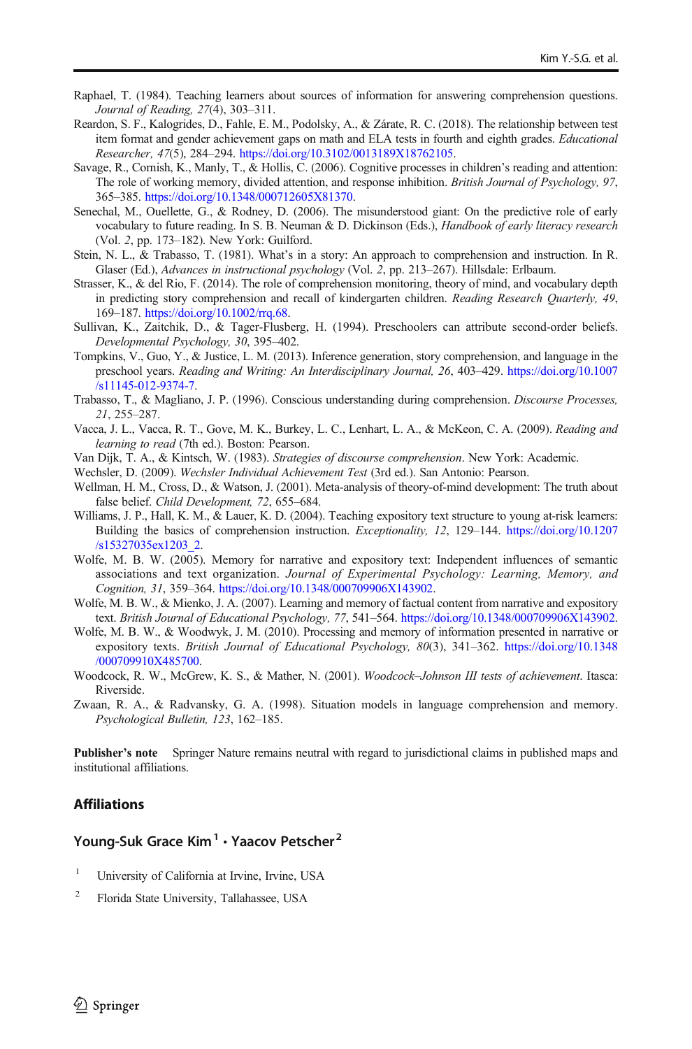Raphael, T. (1984). Teaching learners about sources of information for answering comprehension questions. *Journal of Reading, 27*(4), 303–311.

Reardon, S. F., Kalogrides, D., Fahle, E. M., Podolsky, A., & Zárate, R. C. (2018). The relationship between test item format and gender achievement gaps on math and ELA tests in fourth and eighth grades. *Educational Researcher, 47*(5), 284–294. https://doi.org/10.3102/0013189X18762105.

Savage, R., Cornish, K., Manly, T., & Hollis, C. (2006). Cognitive processes in children's reading and attention: The role of working memory, divided attention, and response inhibition. *British Journal of Psychology, 97*, 365–385. https://doi.org/10.1348/000712605X81370.

Senechal, M., Ouellette, G., & Rodney, D. (2006). The misunderstood giant: On the predictive role of early vocabulary to future reading. In S. B. Neuman & D. Dickinson (Eds.), *Handbook of early literacy research* (Vol. *2*, pp. 173–182). New York: Guilford.

Stein, N. L., & Trabasso, T. (1981). What's in a story: An approach to comprehension and instruction. In R. Glaser (Ed.), *Advances in instructional psychology* (Vol. *2*, pp. 213–267). Hillsdale: Erlbaum.

Strasser, K., & del Rio, F. (2014). The role of comprehension monitoring, theory of mind, and vocabulary depth in predicting story comprehension and recall of kindergarten children. *Reading Research Quarterly, 49*, 169–187. https://doi.org/10.1002/rrq.68.

Sullivan, K., Zaitchik, D., & Tager-Flusberg, H. (1994). Preschoolers can attribute second-order beliefs. *Developmental Psychology, 30*, 395–402.

Tompkins, V., Guo, Y., & Justice, L. M. (2013). Inference generation, story comprehension, and language in the preschool years. *Reading and Writing: An Interdisciplinary Journal, 26*, 403–429. https://doi.org/10.1007/s11145-012-9374-7.

Trabasso, T., & Magliano, J. P. (1996). Conscious understanding during comprehension. *Discourse Processes, 21*, 255–287.

Vacca, J. L., Vacca, R. T., Gove, M. K., Burkey, L. C., Lenhart, L. A., & McKeon, C. A. (2009). *Reading and learning to read* (7th ed.). Boston: Pearson.

Van Dijk, T. A., & Kintsch, W. (1983). *Strategies of discourse comprehension*. New York: Academic.

Wechsler, D. (2009). *Wechsler Individual Achievement Test* (3rd ed.). San Antonio: Pearson.

Wellman, H. M., Cross, D., & Watson, J. (2001). Meta-analysis of theory-of-mind development: The truth about false belief. *Child Development, 72*, 655–684.

Williams, J. P., Hall, K. M., & Lauer, K. D. (2004). Teaching expository text structure to young at-risk learners: Building the basics of comprehension instruction. *Exceptionality, 12*, 129–144. https://doi.org/10.1207/s15327035ex1203_2.

Wolfe, M. B. W. (2005). Memory for narrative and expository text: Independent influences of semantic associations and text organization. *Journal of Experimental Psychology: Learning, Memory, and Cognition, 31*, 359–364. https://doi.org/10.1348/000709906X143902.

Wolfe, M. B. W., & Mienko, J. A. (2007). Learning and memory of factual content from narrative and expository text. *British Journal of Educational Psychology, 77*, 541–564. https://doi.org/10.1348/000709906X143902.

Wolfe, M. B. W., & Woodwyk, J. M. (2010). Processing and memory of information presented in narrative or expository texts. *British Journal of Educational Psychology, 80*(3), 341–362. https://doi.org/10.1348/000709910X485700.

Woodcock, R. W., McGrew, K. S., & Mather, N. (2001). *Woodcock–Johnson III tests of achievement*. Itasca: Riverside.

Zwaan, R. A., & Radvansky, G. A. (1998). Situation models in language comprehension and memory. *Psychological Bulletin, 123*, 162–185.

**Publisher's note** Springer Nature remains neutral with regard to jurisdictional claims in published maps and institutional affiliations.

## Affiliations

### Young-Suk Grace Kim[1] • Yaacov Petscher[2]

[1] University of California at Irvine, Irvine, USA

[2] Florida State University, Tallahassee, USA